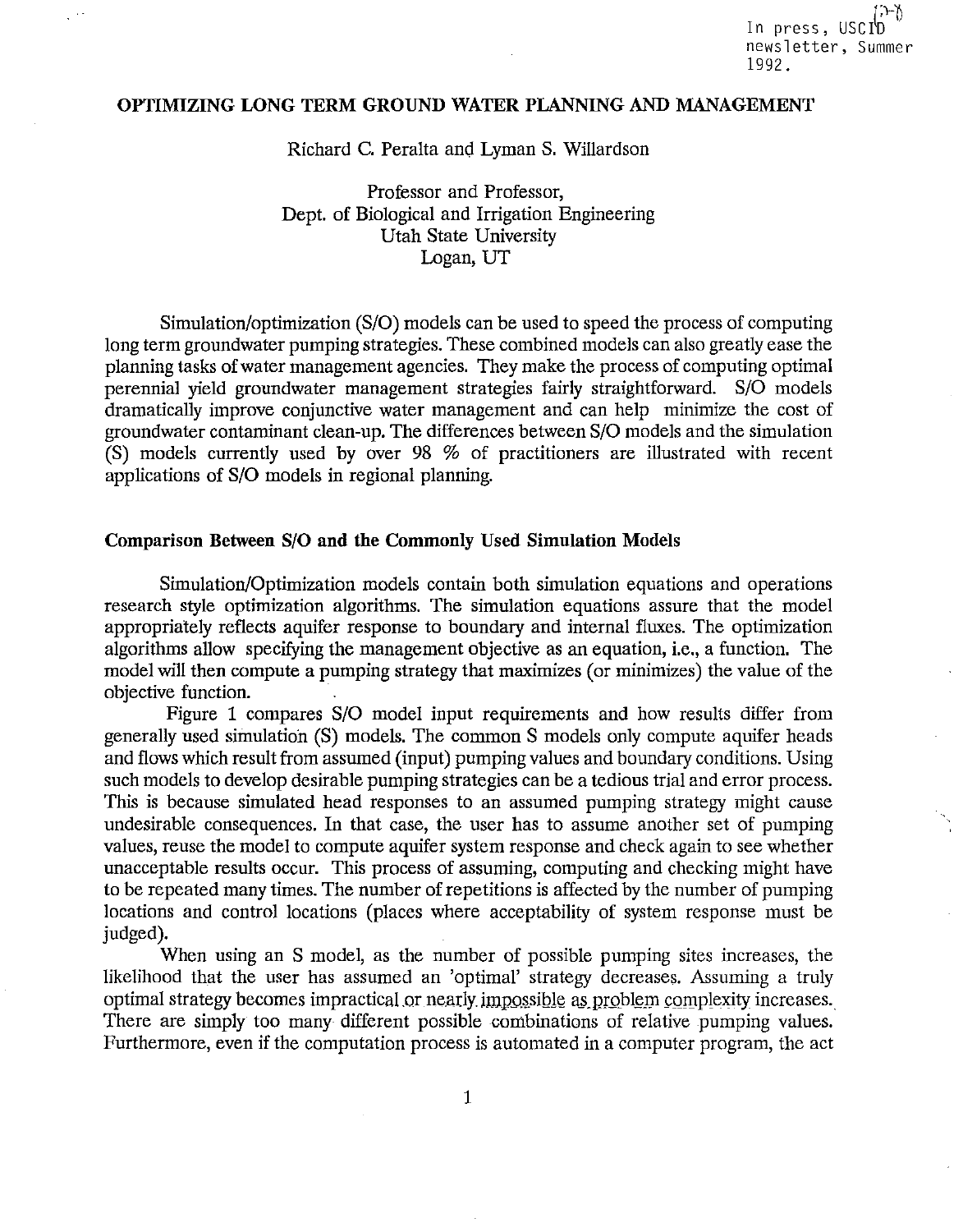In press, USCID newsletter, Summer 1992.

# OPTIMIZING LONG TERM GROUND WATER PLANNING AND MANAGEMENT

Richard C. Peralta and Lyman S. Willardson

Professor and Professor,
Dept. of Biological and Irrigation Engineering
Utah State University
Logan, UT

Simulation/optimization (S/O) models can be used to speed the process of computing long term groundwater pumping strategies. These combined models can also greatly ease the planning tasks of water management agencies. They make the process of computing optimal perennial yield groundwater management strategies fairly straightforward. S/O models dramatically improve conjunctive water management and can help minimize the cost of groundwater contaminant clean-up. The differences between S/O models and the simulation (S) models currently used by over 98 % of practitioners are illustrated with recent applications of S/O models in regional planning.

## Comparison Between S/O and the Commonly Used Simulation Models

Simulation/Optimization models contain both simulation equations and operations research style optimization algorithms. The simulation equations assure that the model appropriately reflects aquifer response to boundary and internal fluxes. The optimization algorithms allow specifying the management objective as an equation, i.e., a function. The model will then compute a pumping strategy that maximizes (or minimizes) the value of the objective function.

Figure 1 compares S/O model input requirements and how results differ from generally used simulation (S) models. The common S models only compute aquifer heads and flows which result from assumed (input) pumping values and boundary conditions. Using such models to develop desirable pumping strategies can be a tedious trial and error process. This is because simulated head responses to an assumed pumping strategy might cause undesirable consequences. In that case, the user has to assume another set of pumping values, reuse the model to compute aquifer system response and check again to see whether unacceptable results occur. This process of assuming, computing and checking might have to be repeated many times. The number of repetitions is affected by the number of pumping locations and control locations (places where acceptability of system response must be judged).

When using an S model, as the number of possible pumping sites increases, the likelihood that the user has assumed an 'optimal' strategy decreases. Assuming a truly optimal strategy becomes impractical or nearly impossible as problem complexity increases. There are simply too many different possible combinations of relative pumping values. Furthermore, even if the computation process is automated in a computer program, the act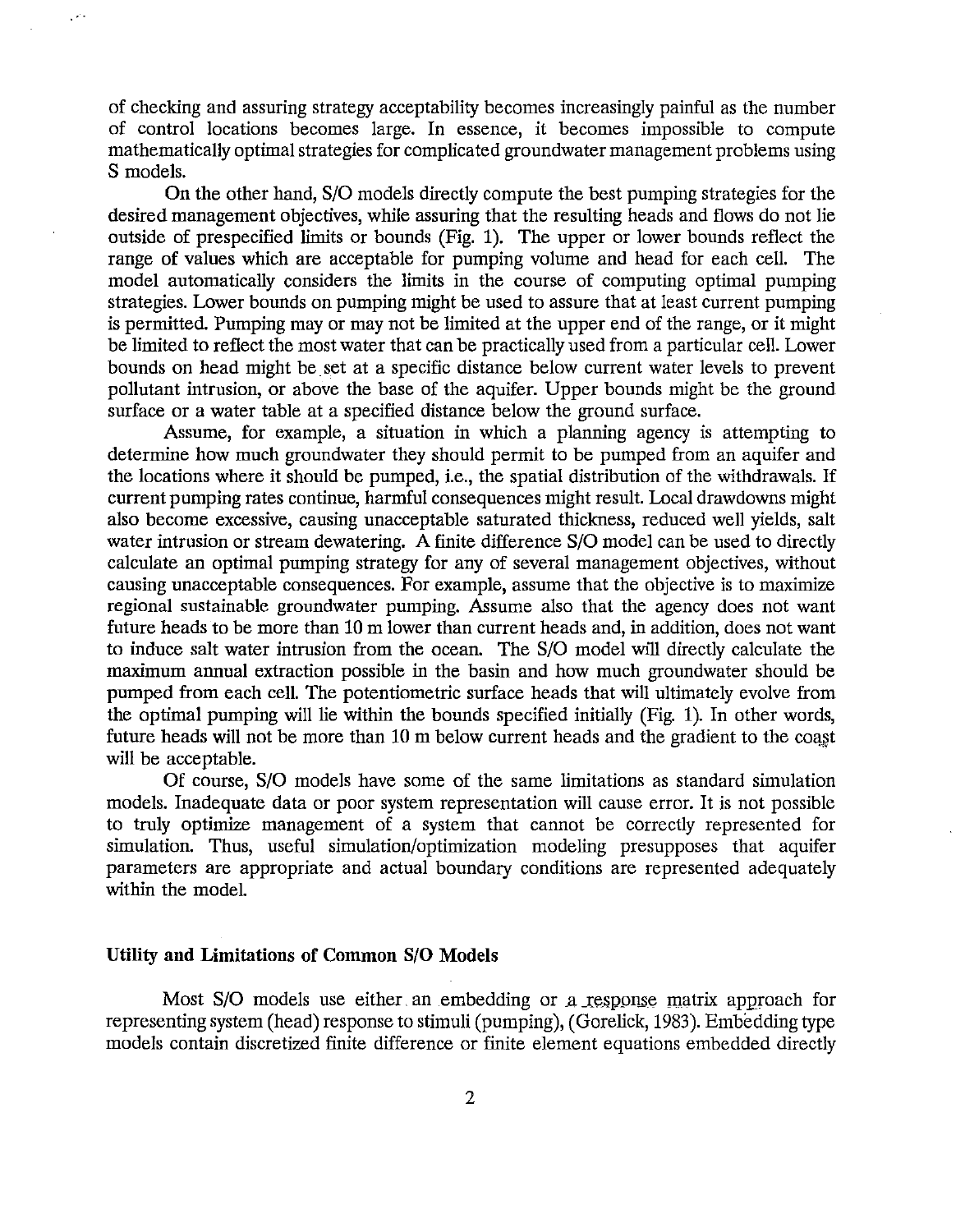of checking and assuring strategy acceptability becomes increasingly painful as the number of control locations becomes large. In essence, it becomes impossible to compute mathematically optimal strategies for complicated groundwater management problems using S models.

On the other hand, S/O models directly compute the best pumping strategies for the desired management objectives, while assuring that the resulting heads and flows do not lie outside of prespecified limits or bounds (Fig. 1). The upper or lower bounds reflect the range of values which are acceptable for pumping volume and head for each cell. The model automatically considers the limits in the course of computing optimal pumping strategies. Lower bounds on pumping might be used to assure that at least current pumping is permitted. Pumping may or may not be limited at the upper end of the range, or it might be limited to reflect the most water that can be practically used from a particular cell. Lower bounds on head might be set at a specific distance below current water levels to prevent pollutant intrusion, or above the base of the aquifer. Upper bounds might be the ground surface or a water table at a specified distance below the ground surface.

Assume, for example, a situation in which a planning agency is attempting to determine how much groundwater they should permit to be pumped from an aquifer and the locations where it should be pumped, i.e., the spatial distribution of the withdrawals. If current pumping rates continue, harmful consequences might result. Local drawdowns might also become excessive, causing unacceptable saturated thickness, reduced well yields, salt water intrusion or stream dewatering. A finite difference S/O model can be used to directly calculate an optimal pumping strategy for any of several management objectives, without causing unacceptable consequences. For example, assume that the objective is to maximize regional sustainable groundwater pumping. Assume also that the agency does not want future heads to be more than 10 m lower than current heads and, in addition, does not want to induce salt water intrusion from the ocean. The S/O model will directly calculate the maximum annual extraction possible in the basin and how much groundwater should be pumped from each cell. The potentiometric surface heads that will ultimately evolve from the optimal pumping will lie within the bounds specified initially (Fig. 1). In other words, future heads will not be more than 10 m below current heads and the gradient to the coast will be acceptable.

Of course, S/O models have some of the same limitations as standard simulation models. Inadequate data or poor system representation will cause error. It is not possible to truly optimize management of a system that cannot be correctly represented for simulation. Thus, useful simulation/optimization modeling presupposes that aquifer parameters are appropriate and actual boundary conditions are represented adequately within the model.

## Utility and Limitations of Common S/O Models

Most S/O models use either an embedding or a response matrix approach for representing system (head) response to stimuli (pumping), (Gorelick, 1983). Embedding type models contain discretized finite difference or finite element equations embedded directly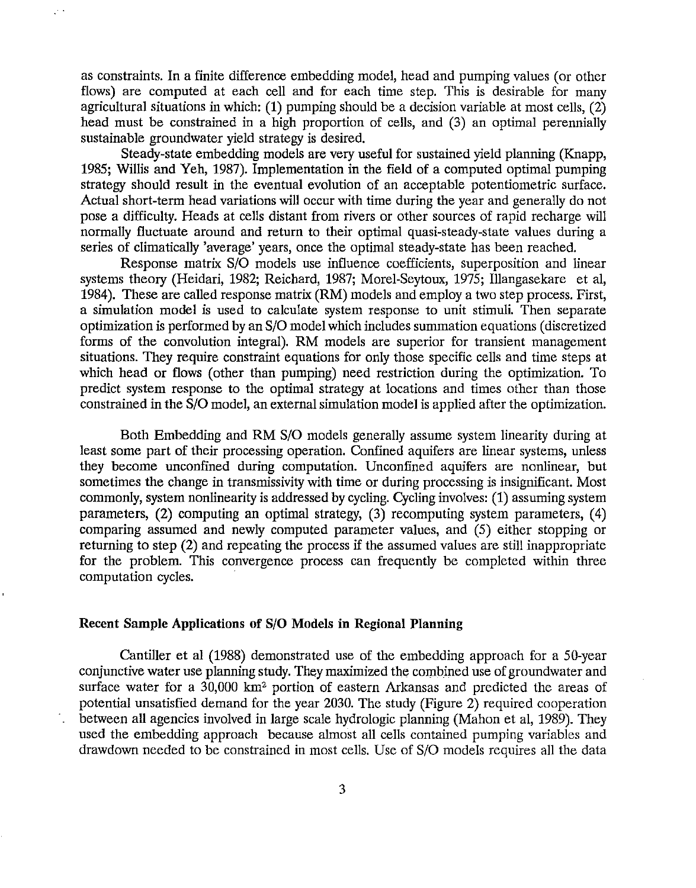as constraints. In a finite difference embedding model, head and pumping values (or other flows) are computed at each cell and for each time step. This is desirable for many agricultural situations in which: (1) pumping should be a decision variable at most cells, (2) head must be constrained in a high proportion of cells, and (3) an optimal perennially sustainable groundwater yield strategy is desired.

Steady-state embedding models are very useful for sustained yield planning (Knapp, 1985; Willis and Yeh, 1987). Implementation in the field of a computed optimal pumping strategy should result in the eventual evolution of an acceptable potentiometric surface. Actual short-term head variations will occur with time during the year and generally do not pose a difficulty. Heads at cells distant from rivers or other sources of rapid recharge will normally fluctuate around and return to their optimal quasi-steady-state values during a series of climatically 'average' years, once the optimal steady-state has been reached.

Response matrix S/O models use influence coefficients, superposition and linear systems theory (Heidari, 1982; Reichard, 1987; Morel-Seytoux, 1975; Illangasekare et al, 1984). These are called response matrix (RM) models and employ a two step process. First, a simulation model is used to calculate system response to unit stimuli. Then separate optimization is performed by an S/O model which includes summation equations (discretized forms of the convolution integral). RM models are superior for transient management situations. They require constraint equations for only those specific cells and time steps at which head or flows (other than pumping) need restriction during the optimization. To predict system response to the optimal strategy at locations and times other than those constrained in the S/O model, an external simulation model is applied after the optimization.

Both Embedding and RM S/O models generally assume system linearity during at least some part of their processing operation. Confined aquifers are linear systems, unless they become unconfined during computation. Unconfined aquifers are nonlinear, but sometimes the change in transmissivity with time or during processing is insignificant. Most commonly, system nonlinearity is addressed by cycling. Cycling involves: (1) assuming system parameters, (2) computing an optimal strategy, (3) recomputing system parameters, (4) comparing assumed and newly computed parameter values, and (5) either stopping or returning to step (2) and repeating the process if the assumed values are still inappropriate for the problem. This convergence process can frequently be completed within three computation cycles.

## Recent Sample Applications of S/O Models in Regional Planning

Cantiller et al (1988) demonstrated use of the embedding approach for a 50-year conjunctive water use planning study. They maximized the combined use of groundwater and surface water for a 30,000 $km^2$ portion of eastern Arkansas and predicted the areas of potential unsatisfied demand for the year 2030. The study (Figure 2) required cooperation between all agencies involved in large scale hydrologic planning (Mahon et al, 1989). They used the embedding approach because almost all cells contained pumping variables and drawdown needed to be constrained in most cells. Use of S/O models requires all the data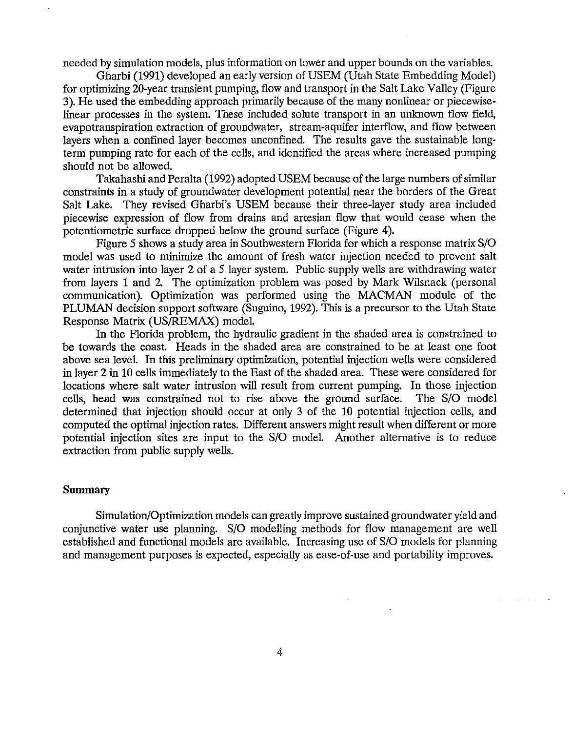needed by simulation models, plus information on lower and upper bounds on the variables.

Gharbi (1991) developed an early version of USEM (Utah State Embedding Model) for optimizing 20-year transient pumping, flow and transport in the Salt Lake Valley (Figure 3). He used the embedding approach primarily because of the many nonlinear or piecewise-linear processes in the system. These included solute transport in an unknown flow field, evapotranspiration extraction of groundwater, stream-aquifer interflow, and flow between layers when a confined layer becomes unconfined. The results gave the sustainable long-term pumping rate for each of the cells, and identified the areas where increased pumping should not be allowed.

Takahashi and Peralta (1992) adopted USEM because of the large numbers of similar constraints in a study of groundwater development potential near the borders of the Great Salt Lake. They revised Gharbi's USEM because their three-layer study area included piecewise expression of flow from drains and artesian flow that would cease when the potentiometric surface dropped below the ground surface (Figure 4).

Figure 5 shows a study area in Southwestern Florida for which a response matrix S/O model was used to minimize the amount of fresh water injection needed to prevent salt water intrusion into layer 2 of a 5 layer system. Public supply wells are withdrawing water from layers 1 and 2. The optimization problem was posed by Mark Wilsnack (personal communication). Optimization was performed using the MACMAN module of the PLUMAN decision support software (Suguino, 1992). This is a precursor to the Utah State Response Matrix (US/REMAX) model.

In the Florida problem, the hydraulic gradient in the shaded area is constrained to be towards the coast. Heads in the shaded area are constrained to be at least one foot above sea level. In this preliminary optimization, potential injection wells were considered in layer 2 in 10 cells immediately to the East of the shaded area. These were considered for locations where salt water intrusion will result from current pumping. In those injection cells, head was constrained not to rise above the ground surface. The S/O model determined that injection should occur at only 3 of the 10 potential injection cells, and computed the optimal injection rates. Different answers might result when different or more potential injection sites are input to the S/O model. Another alternative is to reduce extraction from public supply wells.

**Summary**

Simulation/Optimization models can greatly improve sustained groundwater yield and conjunctive water use planning. S/O modelling methods for flow management are well established and functional models are available. Increasing use of S/O models for planning and management purposes is expected, especially as ease-of-use and portability improves.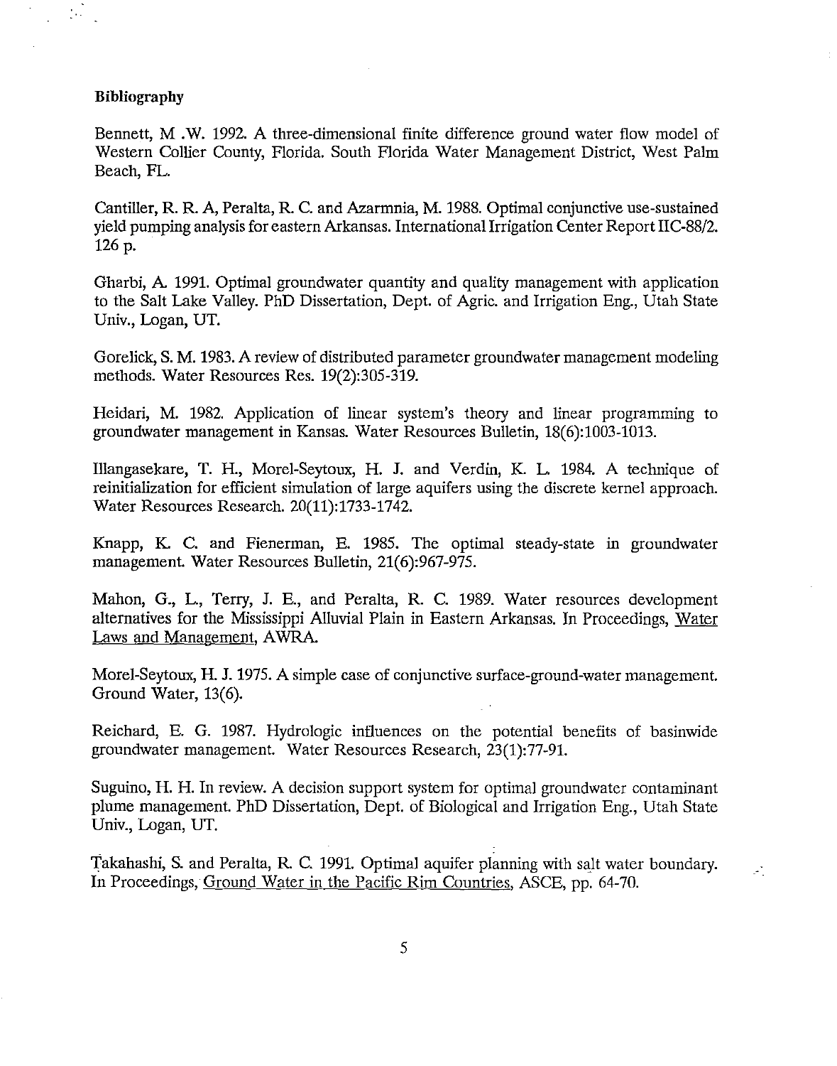**Bibliography**

Bennett, M .W. 1992. A three-dimensional finite difference ground water flow model of Western Collier County, Florida. South Florida Water Management District, West Palm Beach, FL.

Cantiller, R. R. A, Peralta, R. C. and Azarmnia, M. 1988. Optimal conjunctive use-sustained yield pumping analysis for eastern Arkansas. International Irrigation Center Report IIC-88/2. 126 p.

Gharbi, A. 1991. Optimal groundwater quantity and quality management with application to the Salt Lake Valley. PhD Dissertation, Dept. of Agric. and Irrigation Eng., Utah State Univ., Logan, UT.

Gorelick, S. M. 1983. A review of distributed parameter groundwater management modeling methods. Water Resources Res. 19(2):305-319.

Heidari, M. 1982. Application of linear system's theory and linear programming to groundwater management in Kansas. Water Resources Bulletin, 18(6):1003-1013.

Illangasekare, T. H., Morel-Seytoux, H. J. and Verdin, K. L. 1984. A technique of reinitialization for efficient simulation of large aquifers using the discrete kernel approach. Water Resources Research. 20(11):1733-1742.

Knapp, K. C. and Fienerman, E. 1985. The optimal steady-state in groundwater management. Water Resources Bulletin, 21(6):967-975.

Mahon, G., L., Terry, J. E., and Peralta, R. C. 1989. Water resources development alternatives for the Mississippi Alluvial Plain in Eastern Arkansas. In Proceedings, Water Laws and Management, AWRA.

Morel-Seytoux, H. J. 1975. A simple case of conjunctive surface-ground-water management. Ground Water, 13(6).

Reichard, E. G. 1987. Hydrologic influences on the potential benefits of basinwide groundwater management. Water Resources Research, 23(1):77-91.

Suguino, H. H. In review. A decision support system for optimal groundwater contaminant plume management. PhD Dissertation, Dept. of Biological and Irrigation Eng., Utah State Univ., Logan, UT.

Takahashi, S. and Peralta, R. C. 1991. Optimal aquifer planning with salt water boundary. In Proceedings, Ground Water in the Pacific Rim Countries, ASCE, pp. 64-70.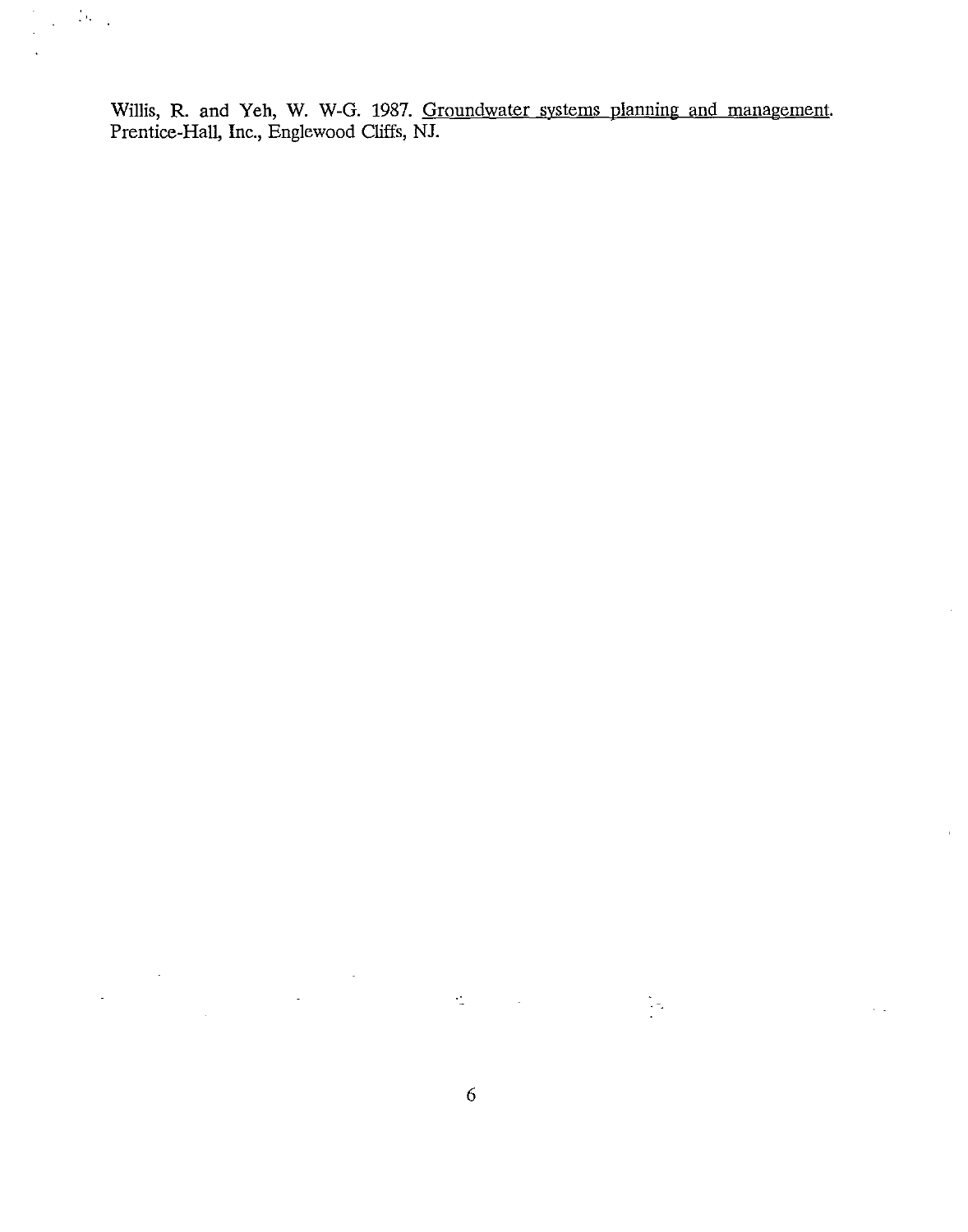Willis, R. and Yeh, W. W-G. 1987. Groundwater systems planning and management. Prentice-Hall, Inc., Englewood Cliffs, NJ.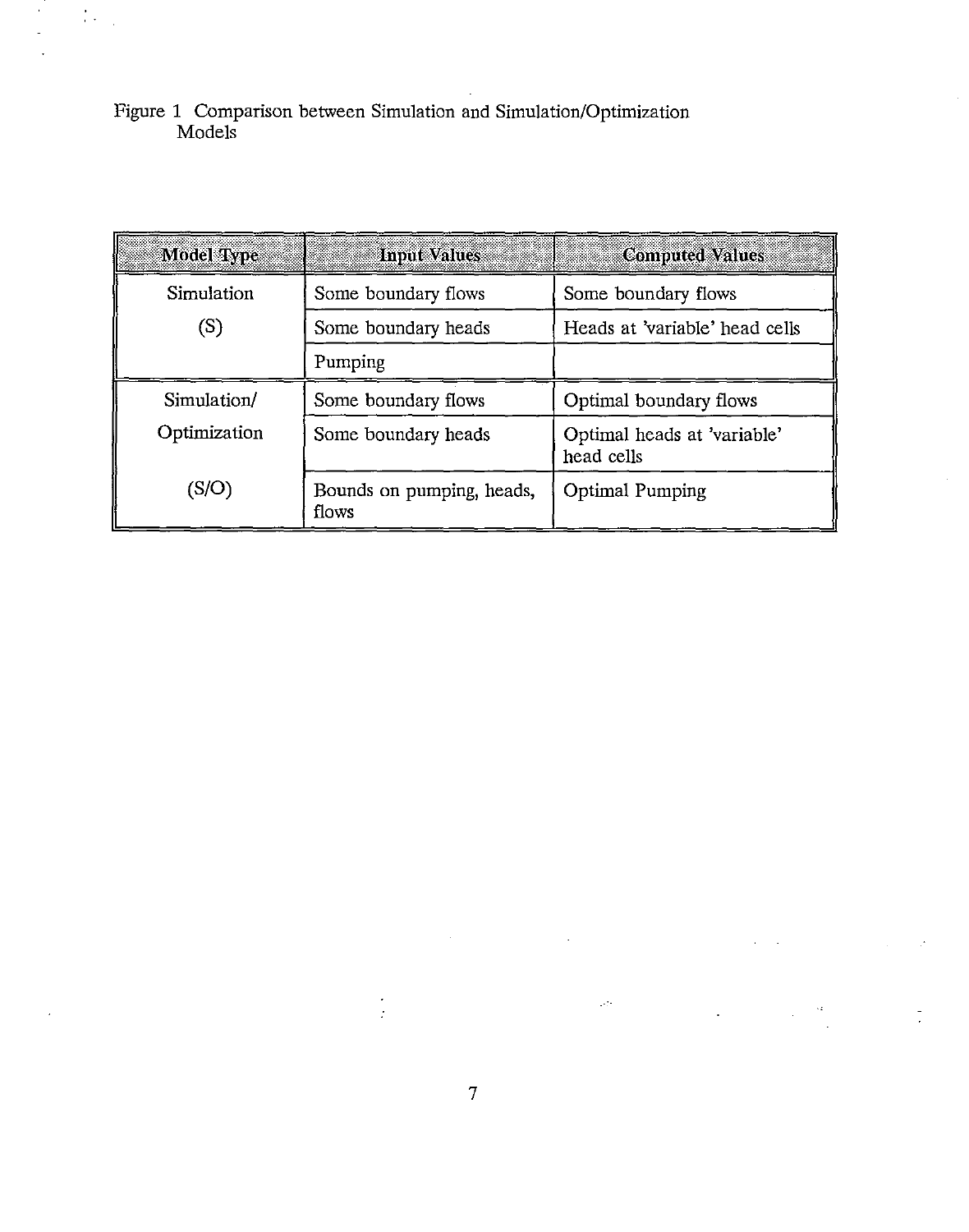Figure 1 Comparison between Simulation and Simulation/Optimization Models

| Model Type | Input Values | Computed Values |
| --- | --- | --- |
| Simulation (S) | Some boundary flows | Some boundary flows |
| | Some boundary heads | Heads at 'variable' head cells |
| | Pumping | |
| Simulation/ Optimization (S/O) | Some boundary flows | Optimal boundary flows |
| | Some boundary heads | Optimal heads at 'variable' head cells |
| | Bounds on pumping, heads, flows | Optimal Pumping |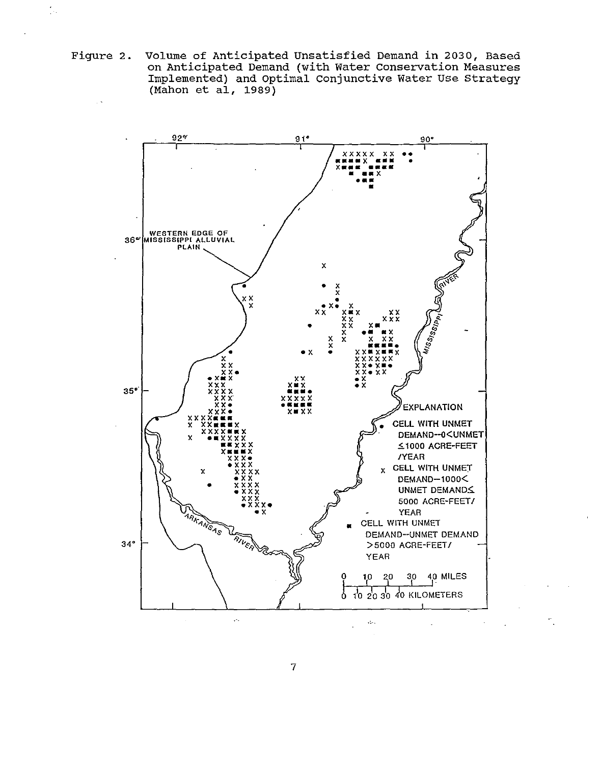Figure 2. Volume of Anticipated Unsatisfied Demand in 2030, Based on Anticipated Demand (with Water Conservation Measures Implemented) and Optimal Conjunctive Water Use Strategy (Mahon et al, 1989)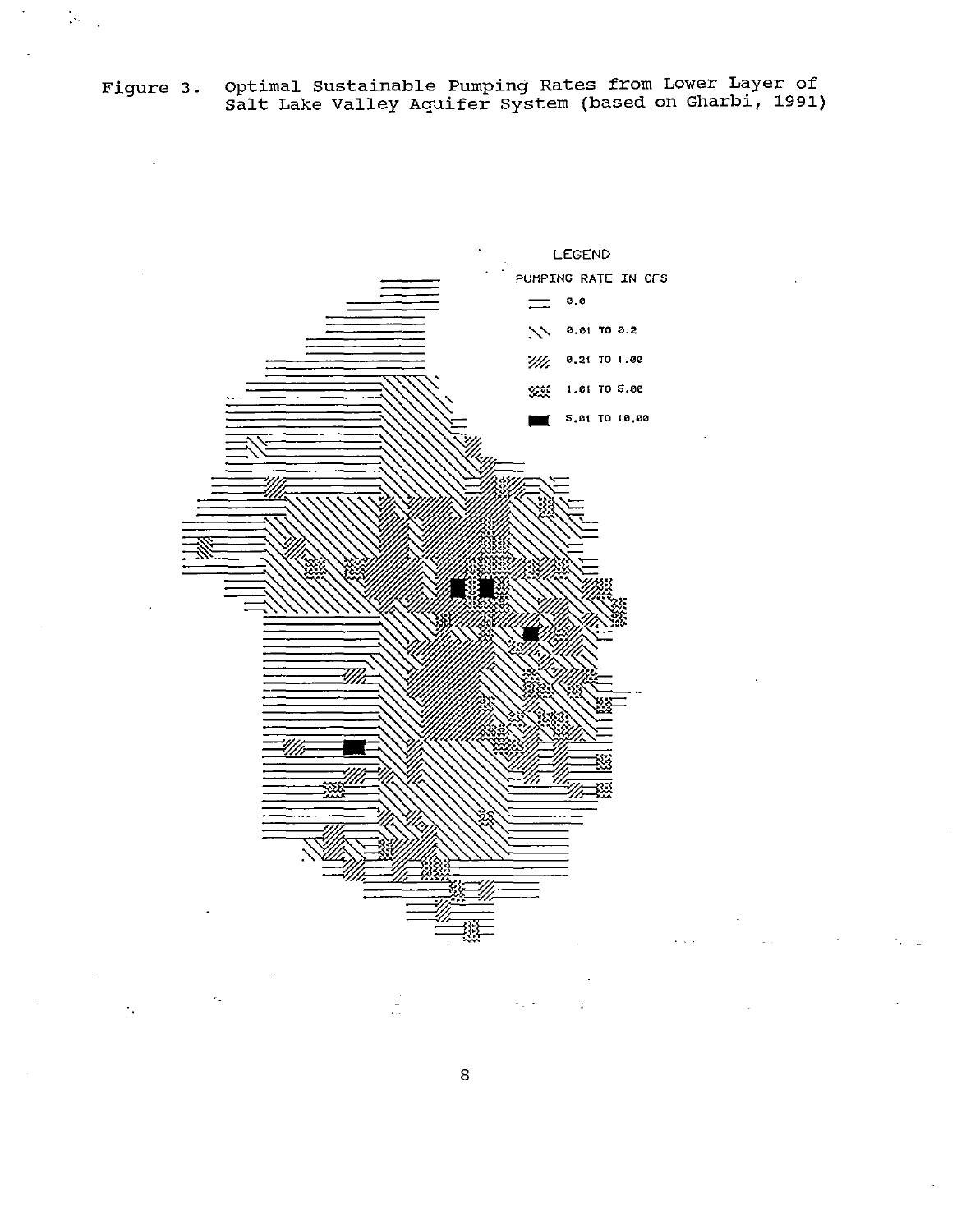Figure 3. Optimal Sustainable Pumping Rates from Lower Layer of Salt Lake Valley Aquifer System (based on Gharbi, 1991)

LEGEND

PUMPING RATE IN CFS

- 0.0
- 0.01 TO 0.2
- 0.21 TO 1.00
- 1.01 TO 5.00
- 5.01 TO 10.00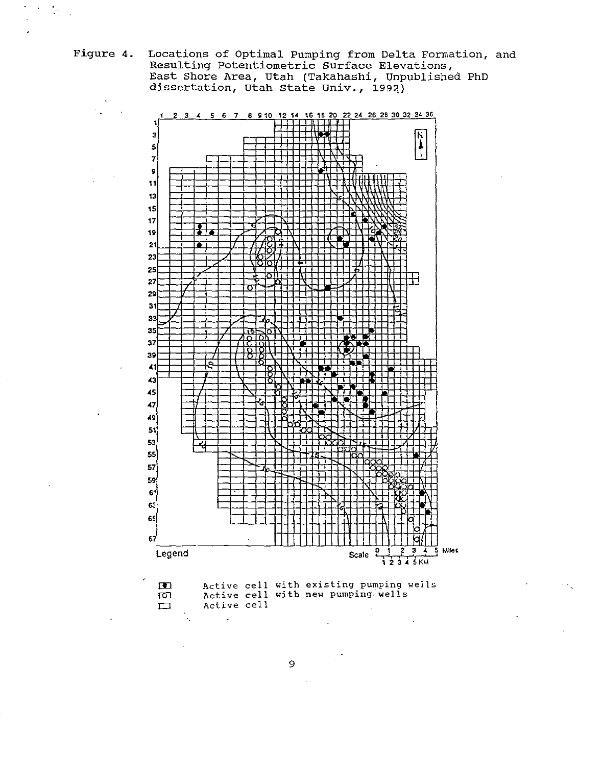Figure 4. Locations of Optimal Pumping from Delta Formation, and Resulting Potentiometric Surface Elevations, East Shore Area, Utah (Takahashi, Unpublished PhD dissertation, Utah State Univ., 1992)

Legend

- Active cell with existing pumping wells
- Active cell with new pumping wells
- Active cell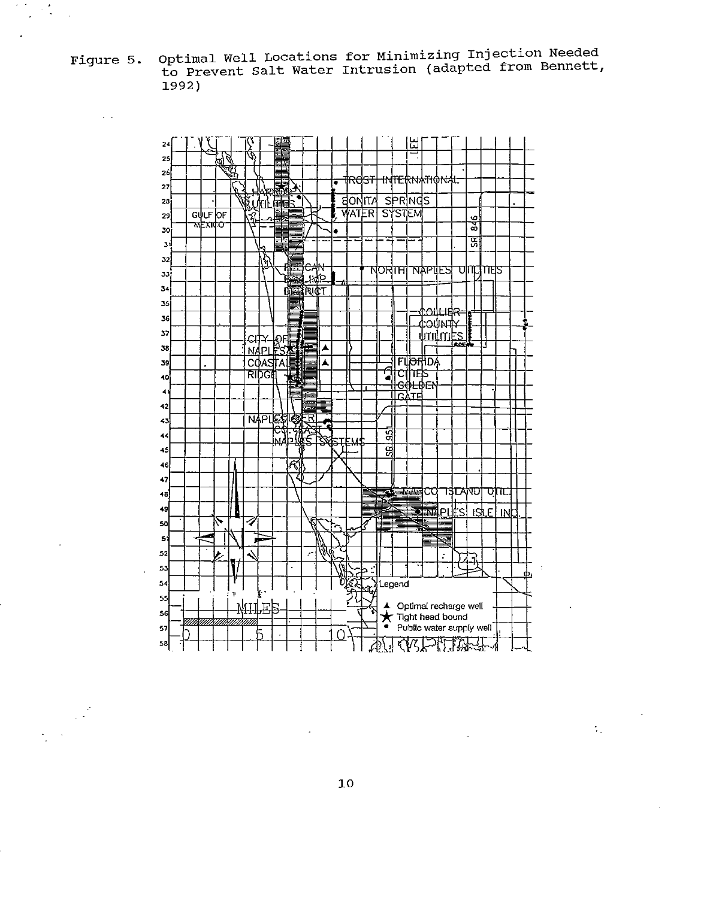Figure 5. Optimal Well Locations for Minimizing Injection Needed to Prevent Salt Water Intrusion (adapted from Bennett, 1992)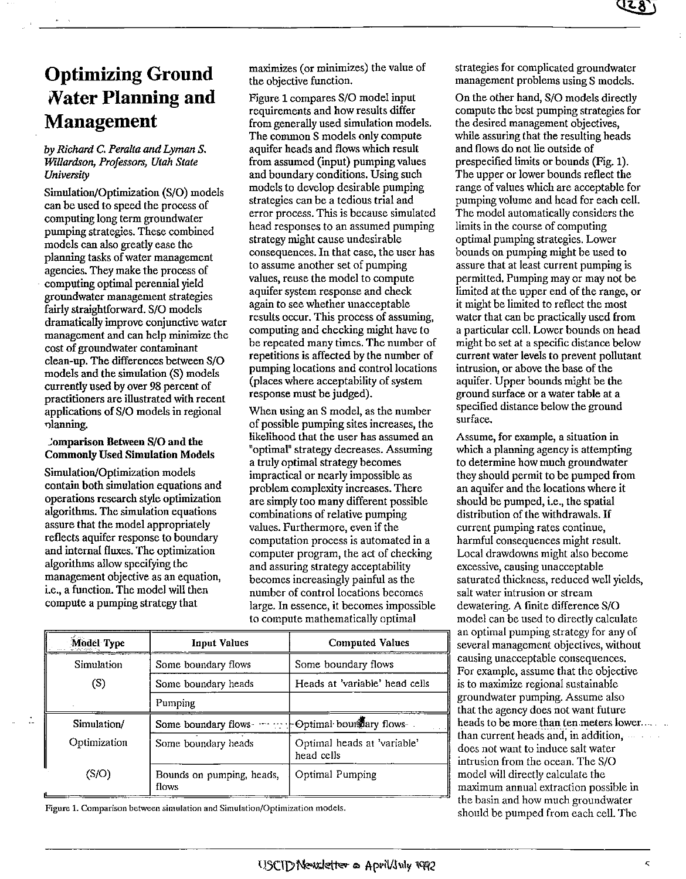# Optimizing Ground Water Planning and Management

*by Richard C. Peralta and Lyman S. Willardson, Professors, Utah State University*

Simulation/Optimization (S/O) models can be used to speed the process of computing long term groundwater pumping strategies. These combined models can also greatly ease the planning tasks of water management agencies. They make the process of computing optimal perennial yield groundwater management strategies fairly straightforward. S/O models dramatically improve conjunctive water management and can help minimize the cost of groundwater contaminant clean-up. The differences between S/O models and the simulation (S) models currently used by over 98 percent of practitioners are illustrated with recent applications of S/O models in regional planning.

## Comparison Between S/O and the Commonly Used Simulation Models

Simulation/Optimization models contain both simulation equations and operations research style optimization algorithms. The simulation equations assure that the model appropriately reflects aquifer response to boundary and internal fluxes. The optimization algorithms allow specifying the management objective as an equation, i.e., a function. The model will then compute a pumping strategy that maximizes (or minimizes) the value of the objective function.

Figure 1 compares S/O model input requirements and how results differ from generally used simulation models. The common S models only compute aquifer heads and flows which result from assumed (input) pumping values and boundary conditions. Using such models to develop desirable pumping strategies can be a tedious trial and error process. This is because simulated head responses to an assumed pumping strategy might cause undesirable consequences. In that case, the user has to assume another set of pumping values, reuse the model to compute aquifer system response and check again to see whether unacceptable results occur. This process of assuming, computing and checking might have to be repeated many times. The number of repetitions is affected by the number of pumping locations and control locations (places where acceptability of system response must be judged).

When using an S model, as the number of possible pumping sites increases, the likelihood that the user has assumed an "optimal" strategy decreases. Assuming a truly optimal strategy becomes impractical or nearly impossible as problem complexity increases. There are simply too many different possible combinations of relative pumping values. Furthermore, even if the computation process is automated in a computer program, the act of checking and assuring strategy acceptability becomes increasingly painful as the number of control locations becomes large. In essence, it becomes impossible to compute mathematically optimal strategies for complicated groundwater management problems using S models.

On the other hand, S/O models directly compute the best pumping strategies for the desired management objectives, while assuring that the resulting heads and flows do not lie outside of prespecified limits or bounds (Fig. 1). The upper or lower bounds reflect the range of values which are acceptable for pumping volume and head for each cell. The model automatically considers the limits in the course of computing optimal pumping strategies. Lower bounds on pumping might be used to assure that at least current pumping is permitted. Pumping may or may not be limited at the upper end of the range, or it might be limited to reflect the most water that can be practically used from a particular cell. Lower bounds on head might be set at a specific distance below current water levels to prevent pollutant intrusion, or above the base of the aquifer. Upper bounds might be the ground surface or a water table at a specified distance below the ground surface.

Assume, for example, a situation in which a planning agency is attempting to determine how much groundwater they should permit to be pumped from an aquifer and the locations where it should be pumped, i.e., the spatial distribution of the withdrawals. If current pumping rates continue, harmful consequences might result. Local drawdowns might also become excessive, causing unacceptable saturated thickness, reduced well yields, salt water intrusion or stream dewatering. A finite difference S/O model can be used to directly calculate an optimal pumping strategy for any of several management objectives, without causing unacceptable consequences. For example, assume that the objective is to maximize regional sustainable groundwater pumping. Assume also that the agency does not want future heads to be more than ten meters lower than current heads and, in addition, does not want to induce salt water intrusion from the ocean. The S/O model will directly calculate the maximum annual extraction possible in the basin and how much groundwater should be pumped from each cell. The

| Model Type | Input Values | Computed Values |
|---|---|---|
| Simulation (S) | Some boundary flows | Some boundary flows |
| | Some boundary heads | Heads at 'variable' head cells |
| | Pumping | |
| Simulation/ Optimization (S/O) | Some boundary flows | Optimal boundary flows |
| | Some boundary heads | Optimal heads at 'variable' head cells |
| | Bounds on pumping, heads, flows | Optimal Pumping |

Figure 1. Comparison between simulation and Simulation/Optimization models.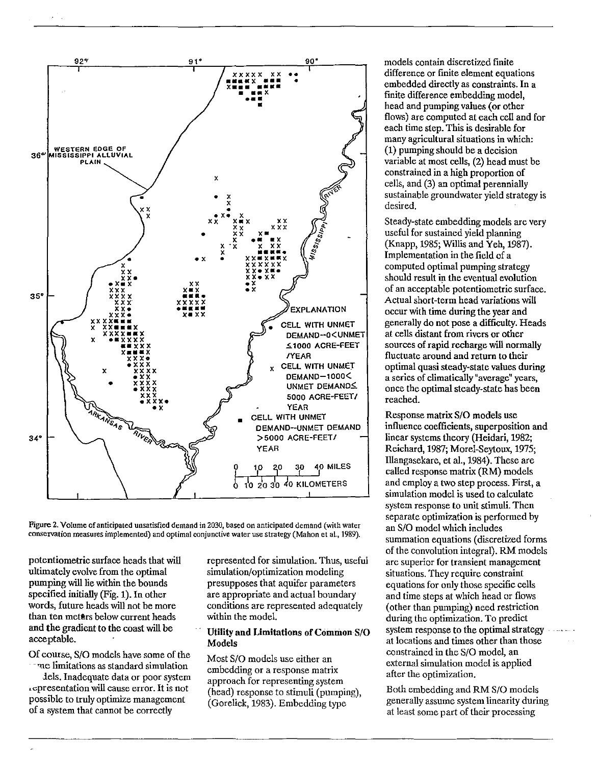Figure 2. Volume of anticipated unsatisfied demand in 2030, based on anticipated demand (with water conservation measures implemented) and optimal conjunctive water use strategy (Mahon et al., 1989).

potentiometric surface heads that will ultimately evolve from the optimal pumping will lie within the bounds specified initially (Fig. 1). In other words, future heads will not be more than ten meters below current heads and the gradient to the coast will be acceptable.

Of course, S/O models have some of the same limitations as standard simulation models. Inadequate data or poor system representation will cause error. It is not possible to truly optimize management of a system that cannot be correctly represented for simulation. Thus, useful simulation/optimization modeling presupposes that aquifer parameters are appropriate and actual boundary conditions are represented adequately within the model.

## Utility and Limitations of Common S/O Models

Most S/O models use either an embedding or a response matrix approach for representing system (head) response to stimuli (pumping), (Gorelick, 1983). Embedding type models contain discretized finite difference or finite element equations embedded directly as constraints. In a finite difference embedding model, head and pumping values (or other flows) are computed at each cell and for each time step. This is desirable for many agricultural situations in which: (1) pumping should be a decision variable at most cells, (2) head must be constrained in a high proportion of cells, and (3) an optimal perennially sustainable groundwater yield strategy is desired.

Steady-state embedding models are very useful for sustained yield planning (Knapp, 1985; Willis and Yeh, 1987). Implementation in the field of a computed optimal pumping strategy should result in the eventual evolution of an acceptable potentiometric surface. Actual short-term head variations will occur with time during the year and generally do not pose a difficulty. Heads at cells distant from rivers or other sources of rapid recharge will normally fluctuate around and return to their optimal quasi steady-state values during a series of climatically "average" years, once the optimal steady-state has been reached.

Response matrix S/O models use influence coefficients, superposition and linear systems theory (Heidari, 1982; Reichard, 1987; Morel-Seytoux, 1975; Illangasekare, et al., 1984). These are called response matrix (RM) models and employ a two step process. First, a simulation model is used to calculate system response to unit stimuli. Then separate optimization is performed by an S/O model which includes summation equations (discretized forms of the convolution integral). RM models are superior for transient management situations. They require constraint equations for only those specific cells and time steps at which head or flows (other than pumping) need restriction during the optimization. To predict system response to the optimal strategy at locations and times other than those constrained in the S/O model, an external simulation model is applied after the optimization.

Both embedding and RM S/O models generally assume system linearity during at least some part of their processing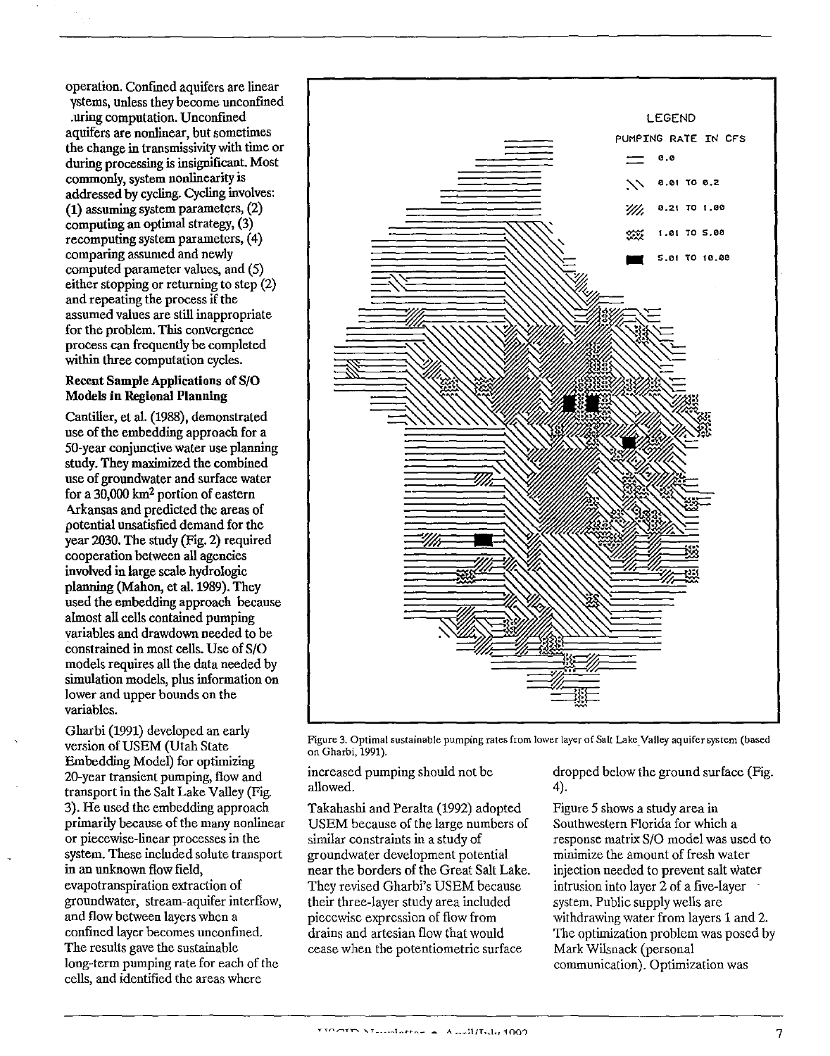operation. Confined aquifers are linear systems, unless they become unconfined during computation. Unconfined aquifers are nonlinear, but sometimes the change in transmissivity with time or during processing is insignificant. Most commonly, system nonlinearity is addressed by cycling. Cycling involves: (1) assuming system parameters, (2) computing an optimal strategy, (3) recomputing system parameters, (4) comparing assumed and newly computed parameter values, and (5) either stopping or returning to step (2) and repeating the process if the assumed values are still inappropriate for the problem. This convergence process can frequently be completed within three computation cycles.

### Recent Sample Applications of S/O Models in Regional Planning

Cantiller, et al. (1988), demonstrated use of the embedding approach for a 50-year conjunctive water use planning study. They maximized the combined use of groundwater and surface water for a 30,000 km$^2$ portion of eastern Arkansas and predicted the areas of potential unsatisfied demand for the year 2030. The study (Fig. 2) required cooperation between all agencies involved in large scale hydrologic planning (Mahon, et al. 1989). They used the embedding approach because almost all cells contained pumping variables and drawdown needed to be constrained in most cells. Use of S/O models requires all the data needed by simulation models, plus information on lower and upper bounds on the variables.

Gharbi (1991) developed an early version of USEM (Utah State Embedding Model) for optimizing 20-year transient pumping, flow and transport in the Salt Lake Valley (Fig. 3). He used the embedding approach primarily because of the many nonlinear or piecewise-linear processes in the system. These included solute transport in an unknown flow field, evapotranspiration extraction of groundwater, stream-aquifer interflow, and flow between layers when a confined layer becomes unconfined. The results gave the sustainable long-term pumping rate for each of the cells, and identified the areas where increased pumping should not be allowed.

LEGEND

PUMPING RATE IN CFS

- 0.0
- 0.01 TO 0.2
- 0.21 TO 1.00
- 1.01 TO 5.00
- 5.01 TO 10.00

Figure 3. Optimal sustainable pumping rates from lower layer of Salt Lake Valley aquifer system (based on Gharbi, 1991).

Takahashi and Peralta (1992) adopted USEM because of the large numbers of similar constraints in a study of groundwater development potential near the borders of the Great Salt Lake. They revised Gharbi's USEM because their three-layer study area included piecewise expression of flow from drains and artesian flow that would cease when the potentiometric surface dropped below the ground surface (Fig. 4).

Figure 5 shows a study area in Southwestern Florida for which a response matrix S/O model was used to minimize the amount of fresh water injection needed to prevent salt water intrusion into layer 2 of a five-layer system. Public supply wells are withdrawing water from layers 1 and 2. The optimization problem was posed by Mark Wilsnack (personal communication). Optimization was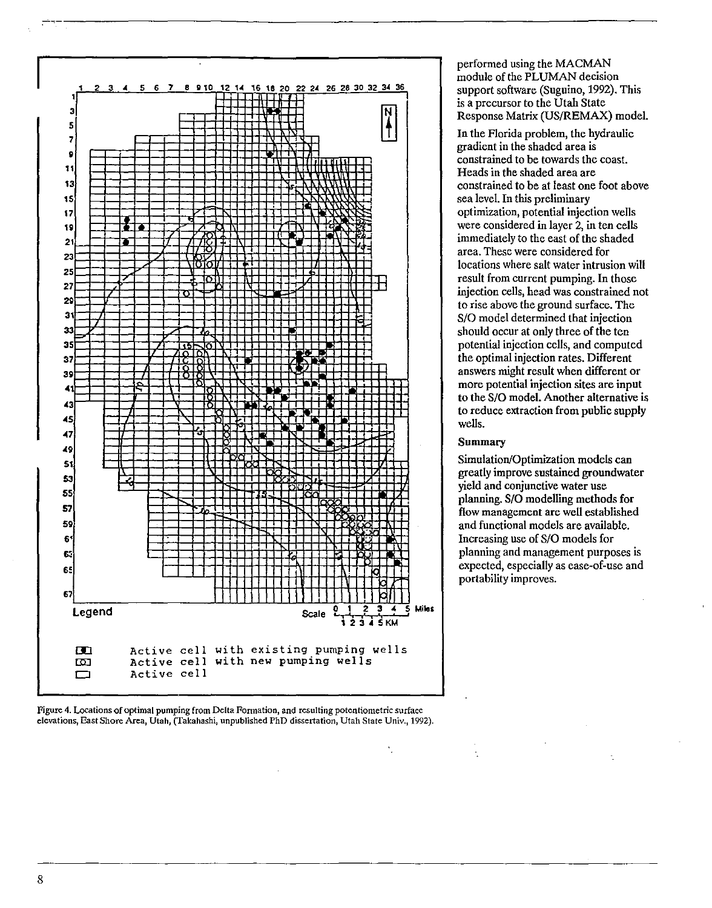performed using the MACMAN module of the PLUMAN decision support software (Suguino, 1992). This is a precursor to the Utah State Response Matrix (US/REMAX) model.

In the Florida problem, the hydraulic gradient in the shaded area is constrained to be towards the coast. Heads in the shaded area are constrained to be at least one foot above sea level. In this preliminary optimization, potential injection wells were considered in layer 2, in ten cells immediately to the east of the shaded area. These were considered for locations where salt water intrusion will result from current pumping. In those injection cells, head was constrained not to rise above the ground surface. The S/O model determined that injection should occur at only three of the ten potential injection cells, and computed the optimal injection rates. Different answers might result when different or more potential injection sites are input to the S/O model. Another alternative is to reduce extraction from public supply wells.

### Summary

Simulation/Optimization models can greatly improve sustained groundwater yield and conjunctive water use planning. S/O modelling methods for flow management are well established and functional models are available. Increasing use of S/O models for planning and management purposes is expected, especially as ease-of-use and portability improves.

Legend

- Active cell with existing pumping wells
- Active cell with new pumping wells
- Active cell

Figure 4. Locations of optimal pumping from Delta Formation, and resulting potentiometric surface elevations, East Shore Area, Utah, (Takahashi, unpublished PhD dissertation, Utah State Univ., 1992).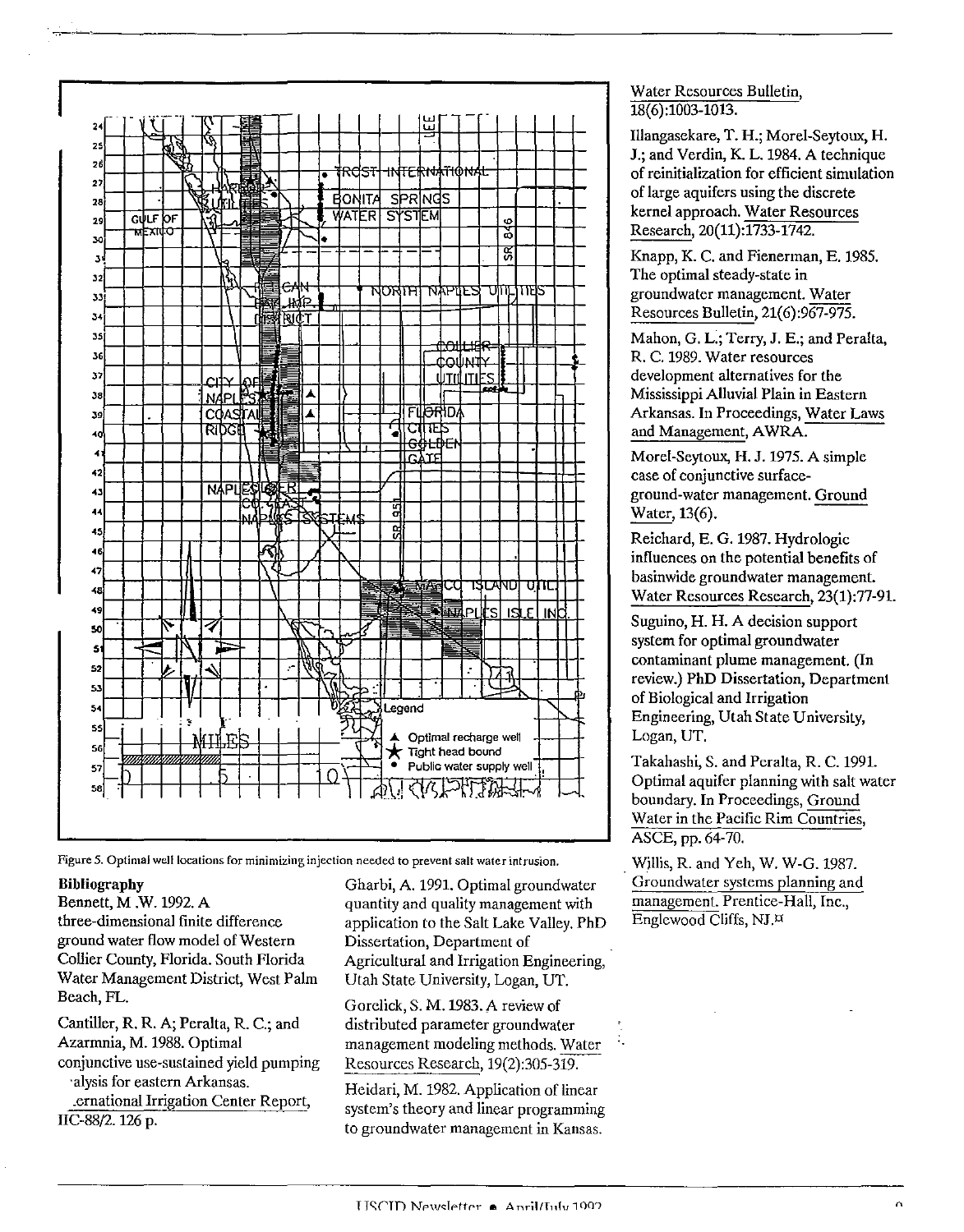Figure 5. Optimal well locations for minimizing injection needed to prevent salt water intrusion.

**Bibliography**

Bennett, M .W. 1992. A three-dimensional finite difference ground water flow model of Western Collier County, Florida. South Florida Water Management District, West Palm Beach, FL.

Cantiller, R. R. A; Peralta, R. C.; and Azarmnia, M. 1988. Optimal conjunctive use-sustained yield pumping ·alysis for eastern Arkansas. .ernational Irrigation Center Report, IIC-88/2. 126 p.

Gharbi, A. 1991. Optimal groundwater quantity and quality management with application to the Salt Lake Valley. PhD Dissertation, Department of Agricultural and Irrigation Engineering, Utah State University, Logan, UT.

Gorelick, S. M. 1983. A review of distributed parameter groundwater management modeling methods. Water Resources Research, 19(2):305-319.

Heidari, M. 1982. Application of linear system's theory and linear programming to groundwater management in Kansas. Water Resources Bulletin, 18(6):1003-1013.

Illangasekare, T. H.; Morel-Seytoux, H. J.; and Verdin, K. L. 1984. A technique of reinitialization for efficient simulation of large aquifers using the discrete kernel approach. Water Resources Research, 20(11):1733-1742.

Knapp, K. C. and Fienerman, E. 1985. The optimal steady-state in groundwater management. Water Resources Bulletin, 21(6):967-975.

Mahon, G. L.; Terry, J. E.; and Peralta, R. C. 1989. Water resources development alternatives for the Mississippi Alluvial Plain in Eastern Arkansas. In Proceedings, Water Laws and Management, AWRA.

Morel-Seytoux, H. J. 1975. A simple case of conjunctive surface-ground-water management. Ground Water, 13(6).

Reichard, E. G. 1987. Hydrologic influences on the potential benefits of basinwide groundwater management. Water Resources Research, 23(1):77-91.

Suguino, H. H. A decision support system for optimal groundwater contaminant plume management. (In review.) PhD Dissertation, Department of Biological and Irrigation Engineering, Utah State University, Logan, UT.

Takahashi, S. and Peralta, R. C. 1991. Optimal aquifer planning with salt water boundary. In Proceedings, Ground Water in the Pacific Rim Countries, ASCE, pp. 64-70.

Willis, R. and Yeh, W. W-G. 1987. Groundwater systems planning and management. Prentice-Hall, Inc., Englewood Cliffs, NJ.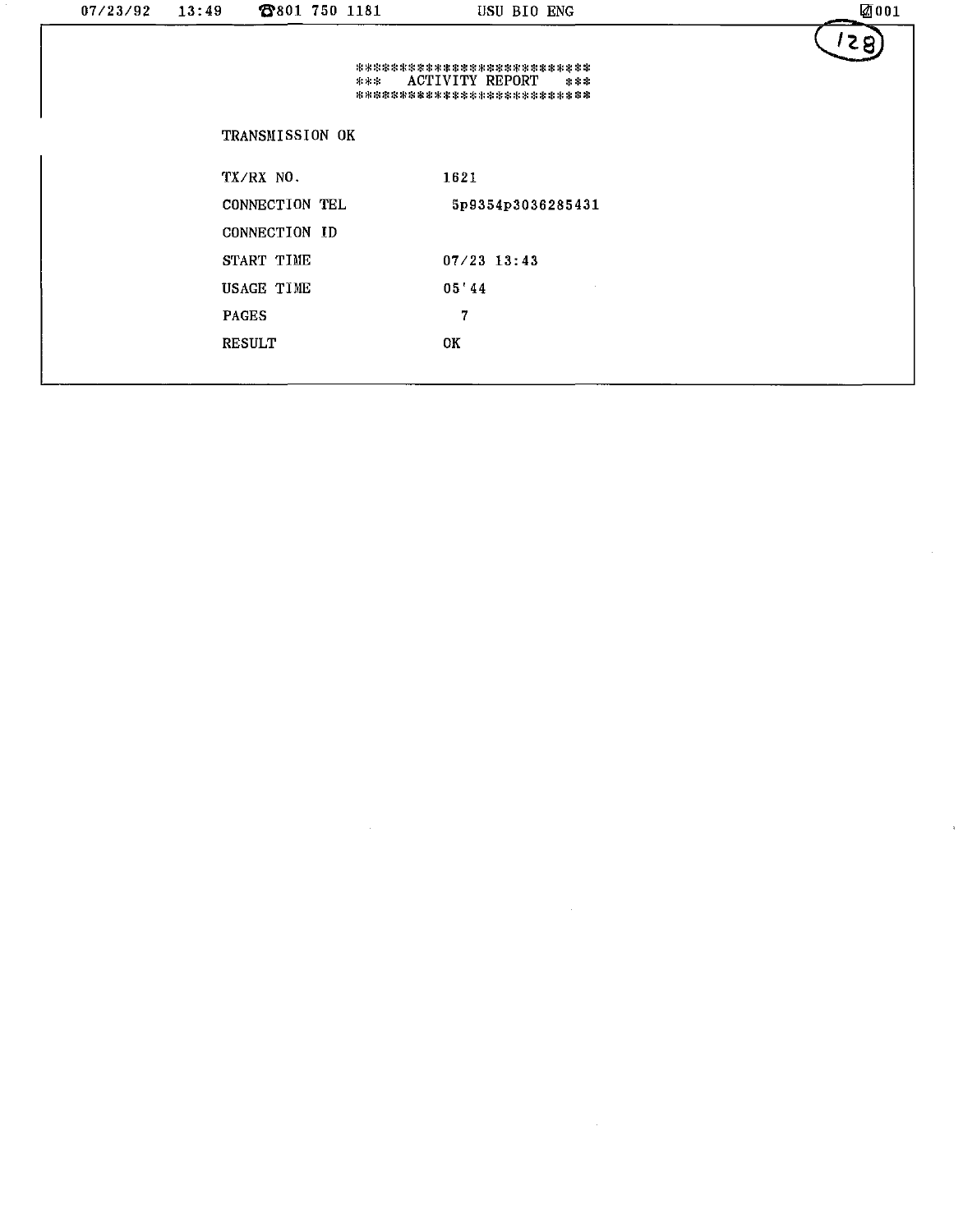# *** ACTIVITY REPORT ***

TRANSMISSION OK

| | |
|---|---|
| TX/RX NO. | 1621 |
| CONNECTION TEL | 5p9354p3036285431 |
| CONNECTION ID | |
| START TIME | 07/23 13:43 |
| USAGE TIME | 05'44 |
| PAGES | 7 |
| RESULT | OK |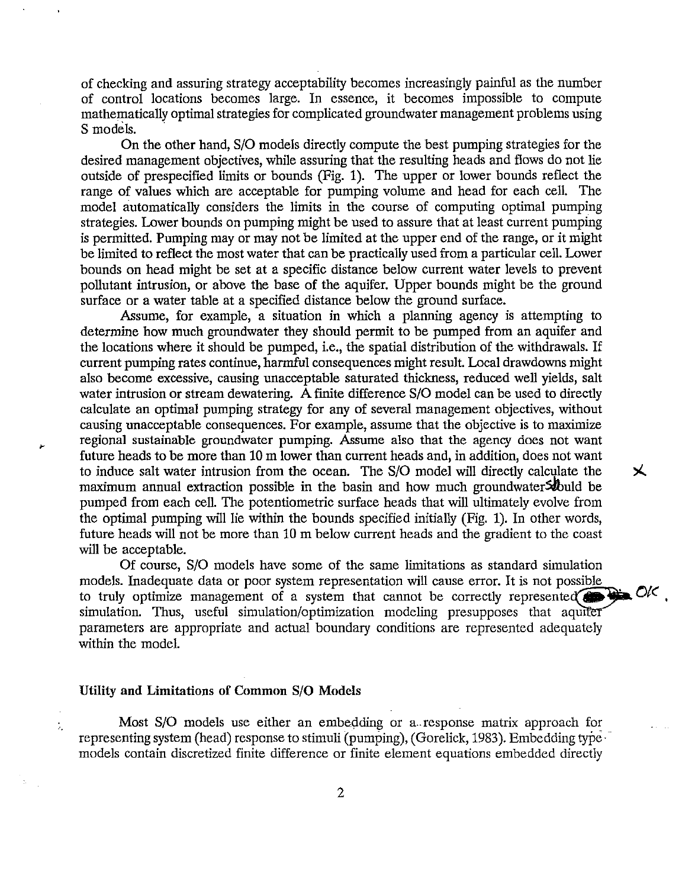of checking and assuring strategy acceptability becomes increasingly painful as the number of control locations becomes large. In essence, it becomes impossible to compute mathematically optimal strategies for complicated groundwater management problems using S models.

On the other hand, S/O models directly compute the best pumping strategies for the desired management objectives, while assuring that the resulting heads and flows do not lie outside of prespecified limits or bounds (Fig. 1). The upper or lower bounds reflect the range of values which are acceptable for pumping volume and head for each cell. The model automatically considers the limits in the course of computing optimal pumping strategies. Lower bounds on pumping might be used to assure that at least current pumping is permitted. Pumping may or may not be limited at the upper end of the range, or it might be limited to reflect the most water that can be practically used from a particular cell. Lower bounds on head might be set at a specific distance below current water levels to prevent pollutant intrusion, or above the base of the aquifer. Upper bounds might be the ground surface or a water table at a specified distance below the ground surface.

Assume, for example, a situation in which a planning agency is attempting to determine how much groundwater they should permit to be pumped from an aquifer and the locations where it should be pumped, i.e., the spatial distribution of the withdrawals. If current pumping rates continue, harmful consequences might result. Local drawdowns might also become excessive, causing unacceptable saturated thickness, reduced well yields, salt water intrusion or stream dewatering. A finite difference S/O model can be used to directly calculate an optimal pumping strategy for any of several management objectives, without causing unacceptable consequences. For example, assume that the objective is to maximize regional sustainable groundwater pumping. Assume also that the agency does not want future heads to be more than 10 m lower than current heads and, in addition, does not want to induce salt water intrusion from the ocean. The S/O model will directly calculate the maximum annual extraction possible in the basin and how much groundwater should be pumped from each cell. The potentiometric surface heads that will ultimately evolve from the optimal pumping will lie within the bounds specified initially (Fig. 1). In other words, future heads will not be more than 10 m below current heads and the gradient to the coast will be acceptable.

Of course, S/O models have some of the same limitations as standard simulation models. Inadequate data or poor system representation will cause error. It is not possible to truly optimize management of a system that cannot be correctly represented by simulation. Thus, useful simulation/optimization modeling presupposes that aquifer parameters are appropriate and actual boundary conditions are represented adequately within the model.

### Utility and Limitations of Common S/O Models

Most S/O models use either an embedding or a response matrix approach for representing system (head) response to stimuli (pumping), (Gorelick, 1983). Embedding type models contain discretized finite difference or finite element equations embedded directly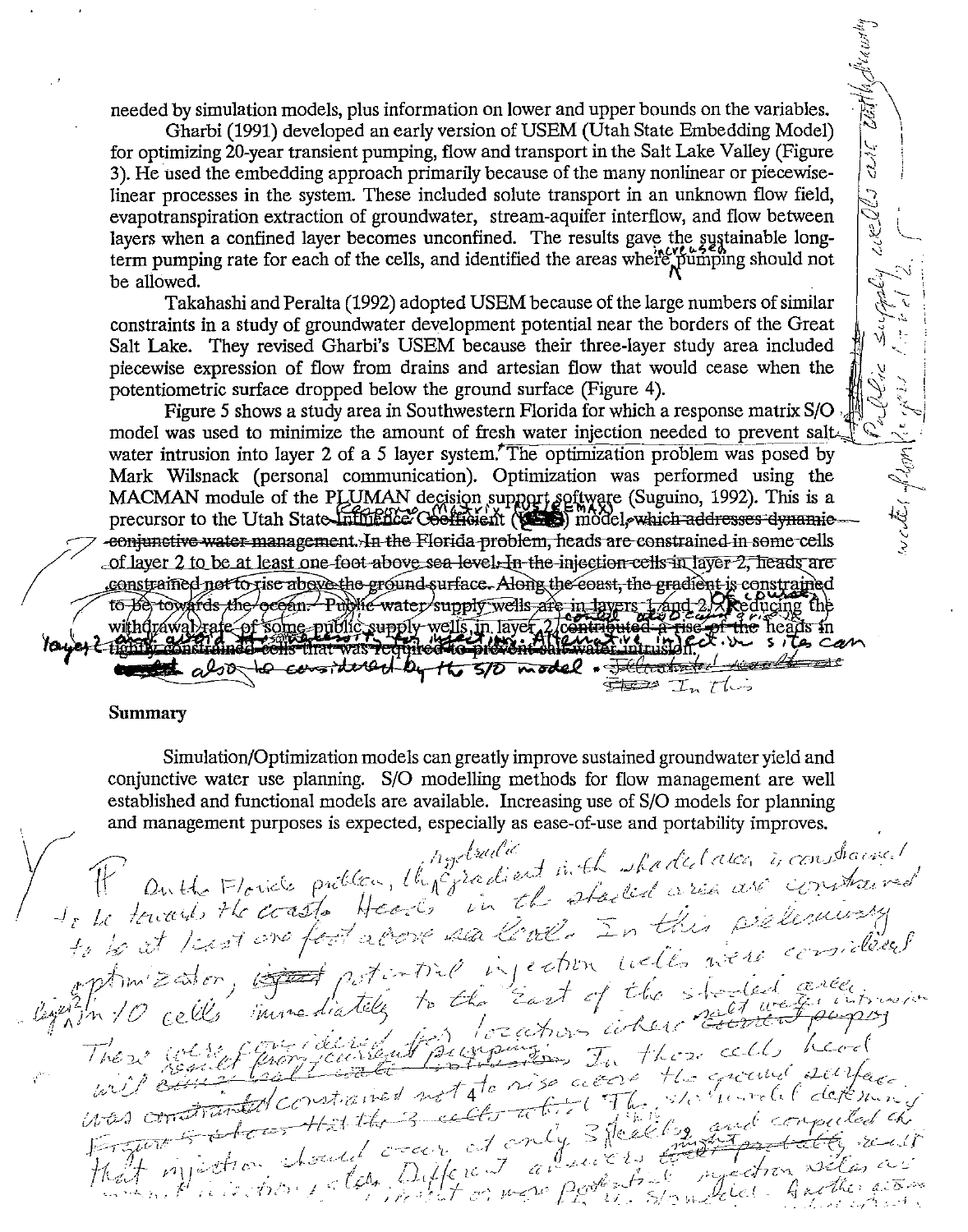needed by simulation models, plus information on lower and upper bounds on the variables.

Gharbi (1991) developed an early version of USEM (Utah State Embedding Model) for optimizing 20-year transient pumping, flow and transport in the Salt Lake Valley (Figure 3). He used the embedding approach primarily because of the many nonlinear or piecewise-linear processes in the system. These included solute transport in an unknown flow field, evapotranspiration extraction of groundwater, stream-aquifer interflow, and flow between layers when a confined layer becomes unconfined. The results gave the sustainable long-term pumping rate for each of the cells, and identified the areas where increased pumping should not be allowed.

Takahashi and Peralta (1992) adopted USEM because of the large numbers of similar constraints in a study of groundwater development potential near the borders of the Great Salt Lake. They revised Gharbi's USEM because their three-layer study area included piecewise expression of flow from drains and artesian flow that would cease when the potentiometric surface dropped below the ground surface (Figure 4).

Figure 5 shows a study area in Southwestern Florida for which a response matrix S/O model was used to minimize the amount of fresh water injection needed to prevent salt-water intrusion into layer 2 of a 5 layer system. The optimization problem was posed by Mark Wilsnack (personal communication). Optimization was performed using the MACMAN module of the PLUMAN decision support software (Suguino, 1992). This is a precursor to the Utah State ~~Influence Coefficient~~ Response Matrix (REMAX) model~~, which addresses dynamic conjunctive water management. In the Florida problem, heads are constrained in some cells of layer 2 to be at least one foot above sea level. In the injection cells in layer 2, heads are constrained not to rise above the ground surface. Along the coast, the gradient is constrained to be towards the ocean. Public water supply wells are in layers 1 and 2.~~ Of course, reducing the withdrawal rate of some public supply wells in layer 2 could also cause a rise in ~~the heads in tightly constrained cells that was required to prevent saltwater intrusion.~~ layer 2 and avoid the necessity for injection. Alternative injection sites can also be considered by the S/O model.

Public supply wells are both drawing water from layers 1 and 2.

## Summary

Simulation/Optimization models can greatly improve sustained groundwater yield and conjunctive water use planning. S/O modelling methods for flow management are well established and functional models are available. Increasing use of S/O models for planning and management purposes is expected, especially as ease-of-use and portability improves.

In the Florida problem, the hydraulic gradient in the shaded area is constrained to be towards the coast. Heads in the shaded area are constrained to be at least one foot above sea level. In this preliminary optimization, potential injection wells were considered in layer 2 in 10 cells immediately to the east of the shaded area. These were considered for locations where salt water intrusion resulted from current pumping. In these cells head will ~~equal~~ ... constrained not to rise above the ground surface. The model determined that injection should occur at only 3 cells and computed the ... injection rates. Different answers ... injection sites ... might or were potential ... simulated. Another ...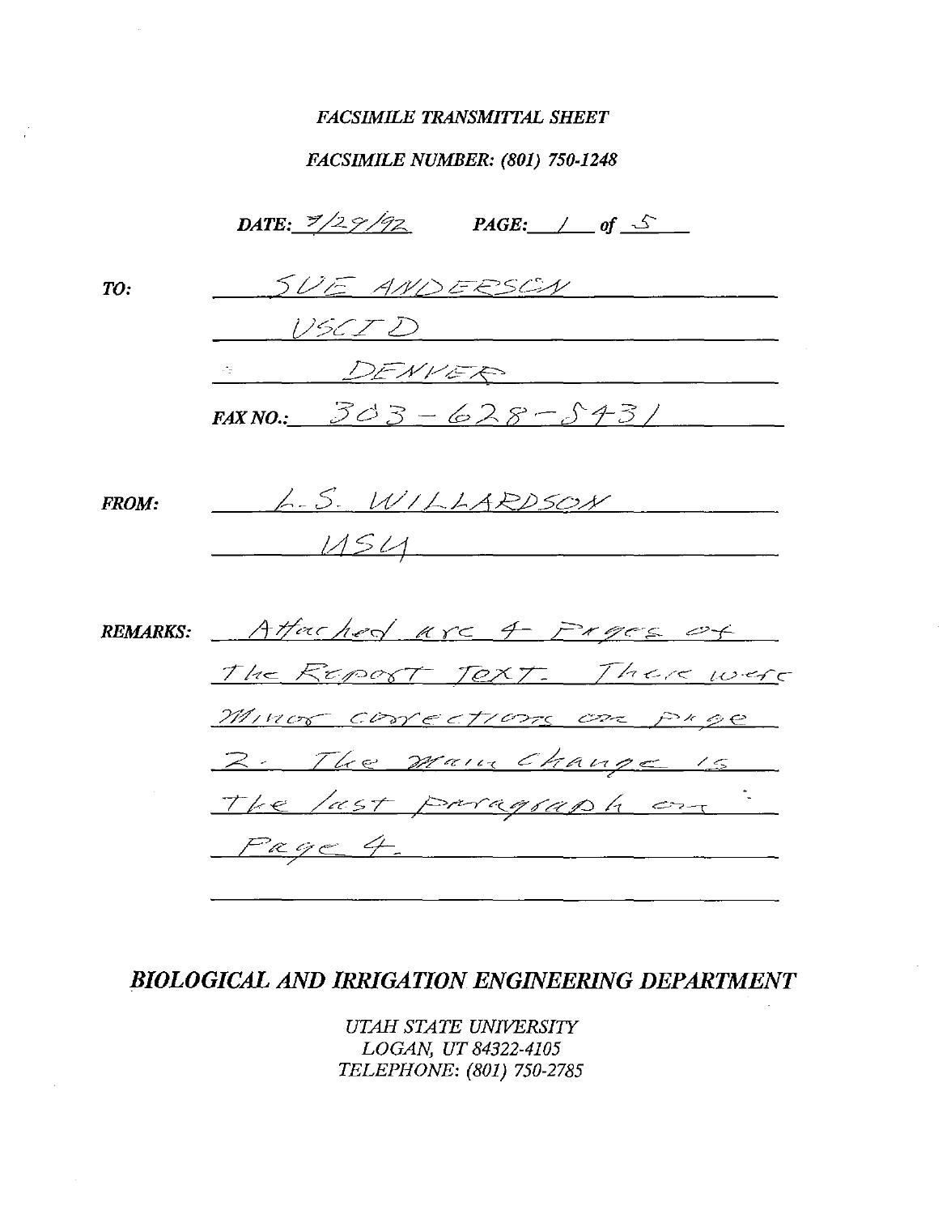*FACSIMILE TRANSMITTAL SHEET*

*FACSIMILE NUMBER: (801) 750-1248*

***DATE:*** 7/29/92 ***PAGE:*** 1 ***of*** 5

***TO:*** SUE ANDERSON
USCID
DENVER
***FAX NO.:*** 303-628-5431

***FROM:*** L.S. WILLARDSON
USU

***REMARKS:*** Attached are 4 Pages of The Report Text. There were Minor corrections on Page 2. The main change is The last paragraph on Page 4.

## *BIOLOGICAL AND IRRIGATION ENGINEERING DEPARTMENT*

*UTAH STATE UNIVERSITY*
*LOGAN, UT 84322-4105*
*TELEPHONE: (801) 750-2785*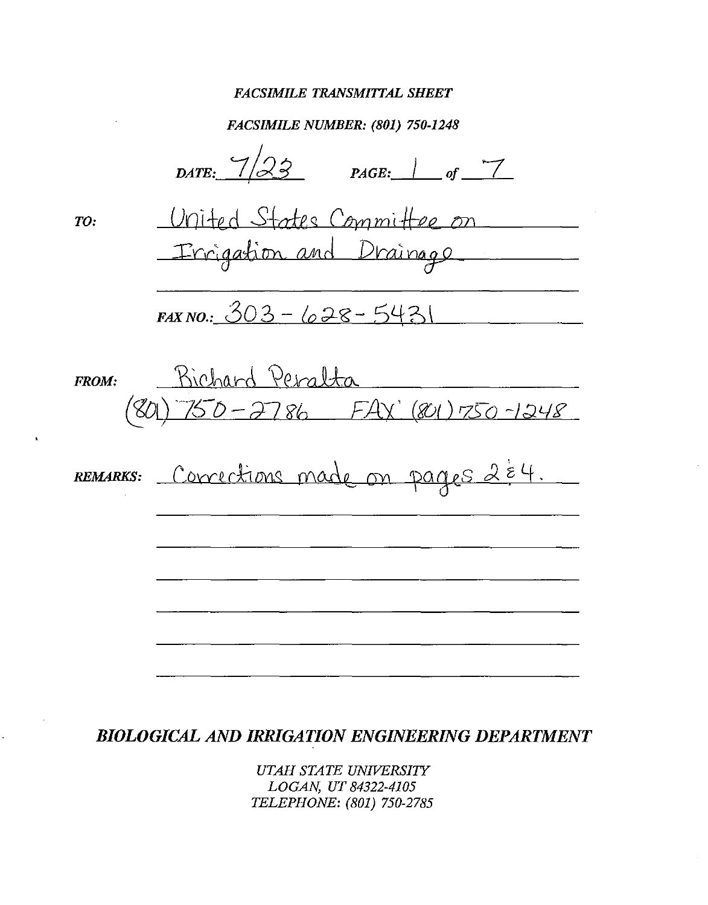*FACSIMILE TRANSMITTAL SHEET*

*FACSIMILE NUMBER: (801) 750-1248*

*DATE:* 7/23 *PAGE:* 1 *of* 7

*TO:* United States Committee on Irrigation and Drainage

*FAX NO.:* 303-628-5431

*FROM:* Richard Peralta
(801) 750-2786 FAX (801) 750-1248

*REMARKS:* Corrections made on pages 2 & 4.

***BIOLOGICAL AND IRRIGATION ENGINEERING DEPARTMENT***

*UTAH STATE UNIVERSITY*
*LOGAN, UT 84322-4105*
*TELEPHONE: (801) 750-2785*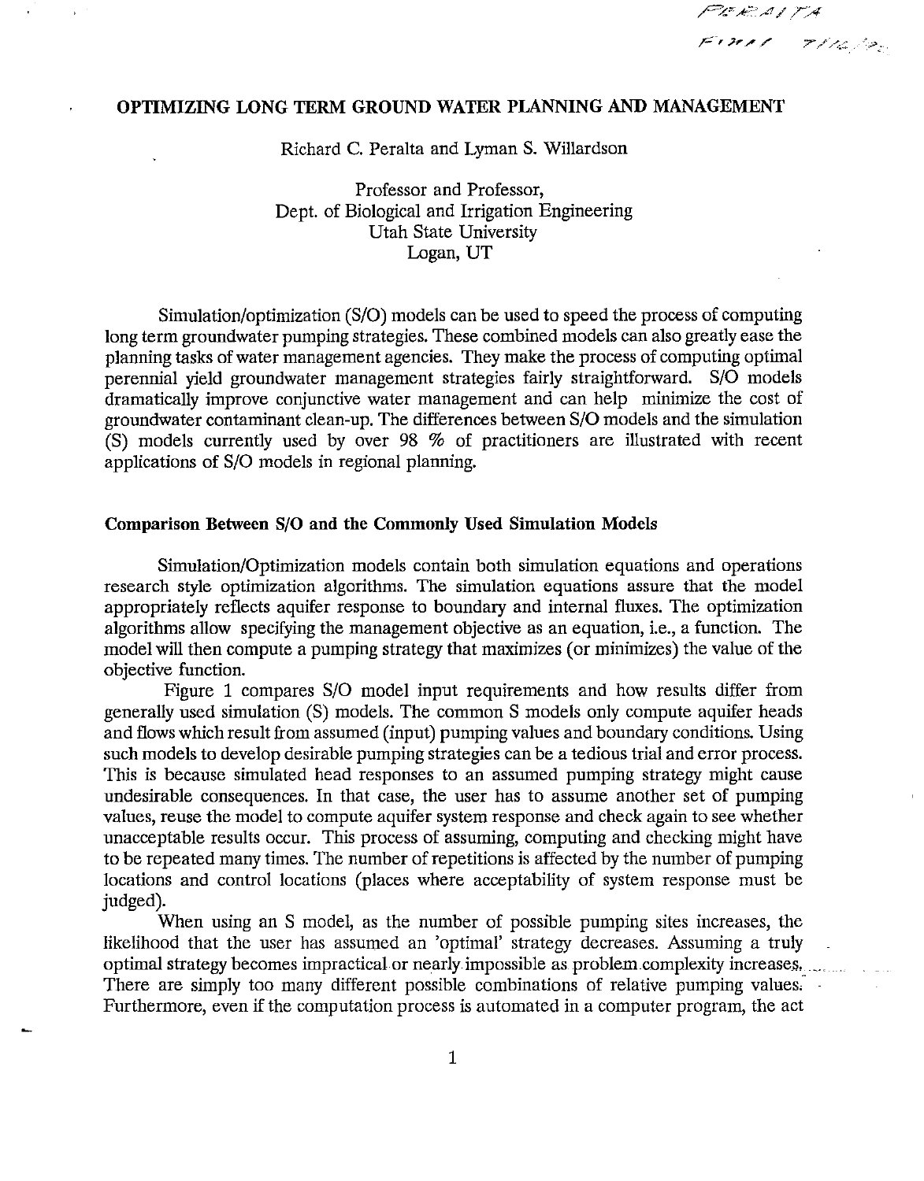# OPTIMIZING LONG TERM GROUND WATER PLANNING AND MANAGEMENT

Richard C. Peralta and Lyman S. Willardson

Professor and Professor,
Dept. of Biological and Irrigation Engineering
Utah State University
Logan, UT

Simulation/optimization (S/O) models can be used to speed the process of computing long term groundwater pumping strategies. These combined models can also greatly ease the planning tasks of water management agencies. They make the process of computing optimal perennial yield groundwater management strategies fairly straightforward. S/O models dramatically improve conjunctive water management and can help minimize the cost of groundwater contaminant clean-up. The differences between S/O models and the simulation (S) models currently used by over 98 % of practitioners are illustrated with recent applications of S/O models in regional planning.

## Comparison Between S/O and the Commonly Used Simulation Models

Simulation/Optimization models contain both simulation equations and operations research style optimization algorithms. The simulation equations assure that the model appropriately reflects aquifer response to boundary and internal fluxes. The optimization algorithms allow specifying the management objective as an equation, i.e., a function. The model will then compute a pumping strategy that maximizes (or minimizes) the value of the objective function.

Figure 1 compares S/O model input requirements and how results differ from generally used simulation (S) models. The common S models only compute aquifer heads and flows which result from assumed (input) pumping values and boundary conditions. Using such models to develop desirable pumping strategies can be a tedious trial and error process. This is because simulated head responses to an assumed pumping strategy might cause undesirable consequences. In that case, the user has to assume another set of pumping values, reuse the model to compute aquifer system response and check again to see whether unacceptable results occur. This process of assuming, computing and checking might have to be repeated many times. The number of repetitions is affected by the number of pumping locations and control locations (places where acceptability of system response must be judged).

When using an S model, as the number of possible pumping sites increases, the likelihood that the user has assumed an 'optimal' strategy decreases. Assuming a truly optimal strategy becomes impractical or nearly impossible as problem complexity increases. There are simply too many different possible combinations of relative pumping values. Furthermore, even if the computation process is automated in a computer program, the act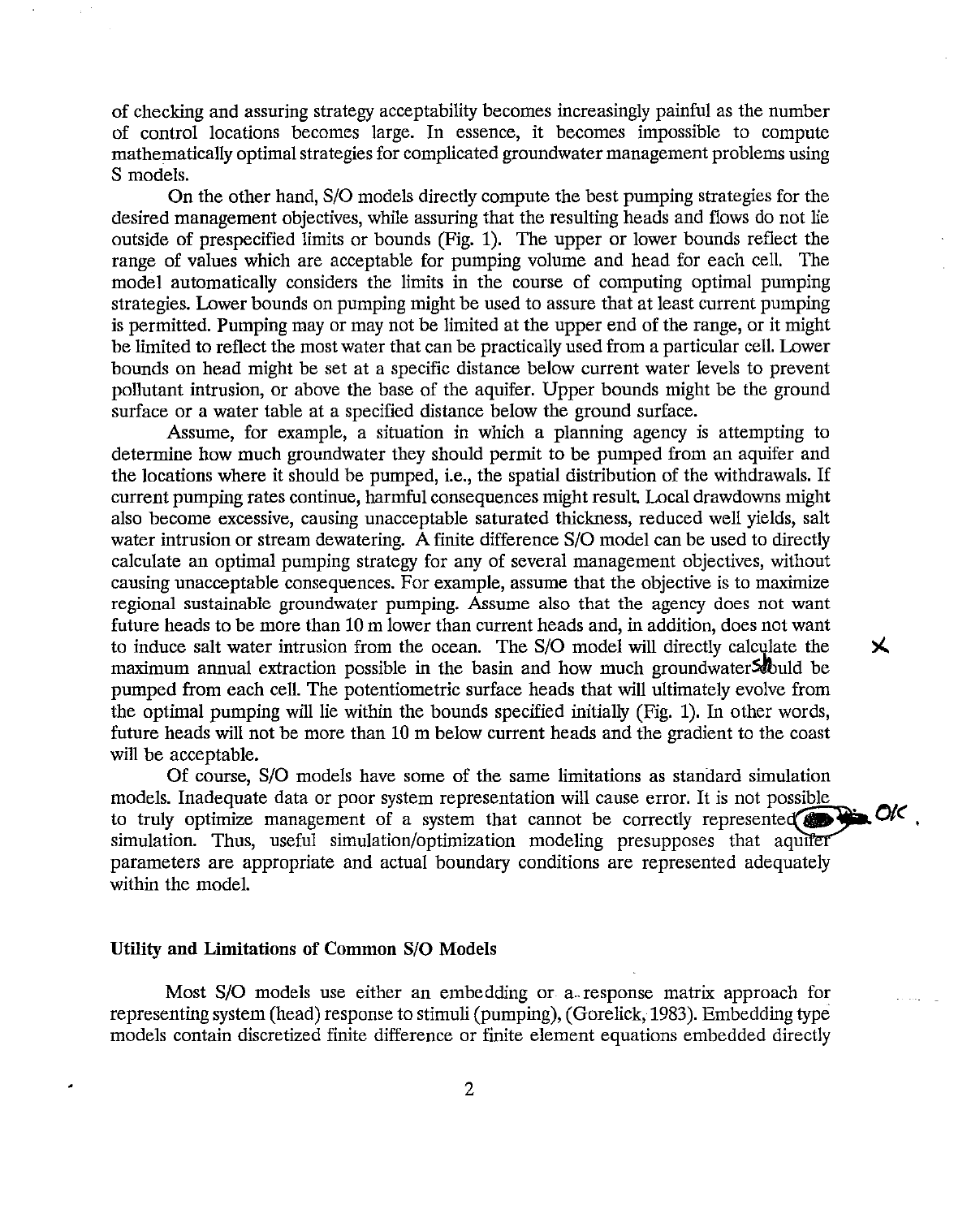of checking and assuring strategy acceptability becomes increasingly painful as the number of control locations becomes large. In essence, it becomes impossible to compute mathematically optimal strategies for complicated groundwater management problems using S models.

On the other hand, S/O models directly compute the best pumping strategies for the desired management objectives, while assuring that the resulting heads and flows do not lie outside of prespecified limits or bounds (Fig. 1). The upper or lower bounds reflect the range of values which are acceptable for pumping volume and head for each cell. The model automatically considers the limits in the course of computing optimal pumping strategies. Lower bounds on pumping might be used to assure that at least current pumping is permitted. Pumping may or may not be limited at the upper end of the range, or it might be limited to reflect the most water that can be practically used from a particular cell. Lower bounds on head might be set at a specific distance below current water levels to prevent pollutant intrusion, or above the base of the aquifer. Upper bounds might be the ground surface or a water table at a specified distance below the ground surface.

Assume, for example, a situation in which a planning agency is attempting to determine how much groundwater they should permit to be pumped from an aquifer and the locations where it should be pumped, i.e., the spatial distribution of the withdrawals. If current pumping rates continue, harmful consequences might result. Local drawdowns might also become excessive, causing unacceptable saturated thickness, reduced well yields, salt water intrusion or stream dewatering. A finite difference S/O model can be used to directly calculate an optimal pumping strategy for any of several management objectives, without causing unacceptable consequences. For example, assume that the objective is to maximize regional sustainable groundwater pumping. Assume also that the agency does not want future heads to be more than 10 m lower than current heads and, in addition, does not want to induce salt water intrusion from the ocean. The S/O model will directly calculate the maximum annual extraction possible in the basin and how much groundwater should be pumped from each cell. The potentiometric surface heads that will ultimately evolve from the optimal pumping will lie within the bounds specified initially (Fig. 1). In other words, future heads will not be more than 10 m below current heads and the gradient to the coast will be acceptable.

Of course, S/O models have some of the same limitations as standard simulation models. Inadequate data or poor system representation will cause error. It is not possible to truly optimize management of a system that cannot be correctly represented by simulation. Thus, useful simulation/optimization modeling presupposes that aquifer parameters are appropriate and actual boundary conditions are represented adequately within the model.

### Utility and Limitations of Common S/O Models

Most S/O models use either an embedding or a response matrix approach for representing system (head) response to stimuli (pumping), (Gorelick, 1983). Embedding type models contain discretized finite difference or finite element equations embedded directly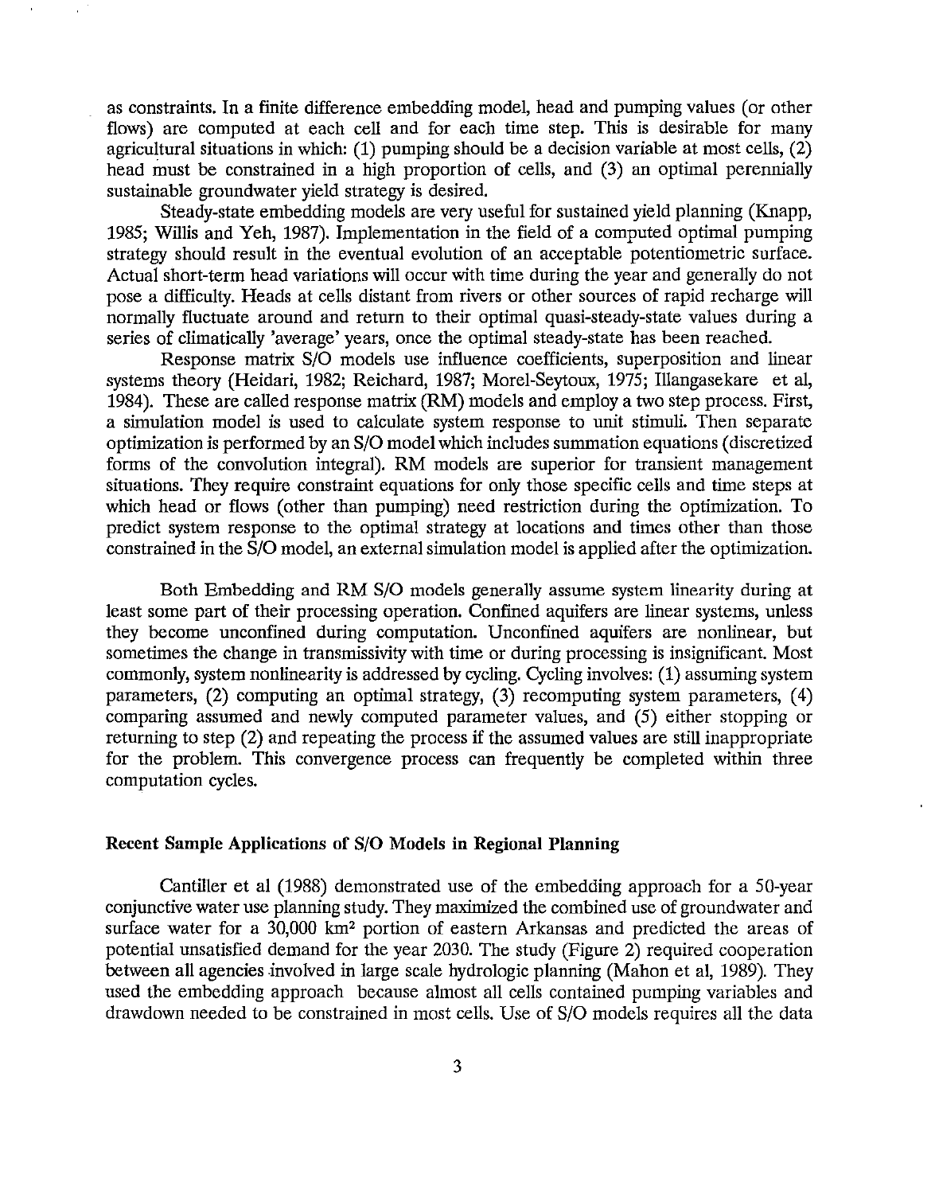as constraints. In a finite difference embedding model, head and pumping values (or other flows) are computed at each cell and for each time step. This is desirable for many agricultural situations in which: (1) pumping should be a decision variable at most cells, (2) head must be constrained in a high proportion of cells, and (3) an optimal perennially sustainable groundwater yield strategy is desired.

Steady-state embedding models are very useful for sustained yield planning (Knapp, 1985; Willis and Yeh, 1987). Implementation in the field of a computed optimal pumping strategy should result in the eventual evolution of an acceptable potentiometric surface. Actual short-term head variations will occur with time during the year and generally do not pose a difficulty. Heads at cells distant from rivers or other sources of rapid recharge will normally fluctuate around and return to their optimal quasi-steady-state values during a series of climatically 'average' years, once the optimal steady-state has been reached.

Response matrix S/O models use influence coefficients, superposition and linear systems theory (Heidari, 1982; Reichard, 1987; Morel-Seytoux, 1975; Illangasekare et al, 1984). These are called response matrix (RM) models and employ a two step process. First, a simulation model is used to calculate system response to unit stimuli. Then separate optimization is performed by an S/O model which includes summation equations (discretized forms of the convolution integral). RM models are superior for transient management situations. They require constraint equations for only those specific cells and time steps at which head or flows (other than pumping) need restriction during the optimization. To predict system response to the optimal strategy at locations and times other than those constrained in the S/O model, an external simulation model is applied after the optimization.

Both Embedding and RM S/O models generally assume system linearity during at least some part of their processing operation. Confined aquifers are linear systems, unless they become unconfined during computation. Unconfined aquifers are nonlinear, but sometimes the change in transmissivity with time or during processing is insignificant. Most commonly, system nonlinearity is addressed by cycling. Cycling involves: (1) assuming system parameters, (2) computing an optimal strategy, (3) recomputing system parameters, (4) comparing assumed and newly computed parameter values, and (5) either stopping or returning to step (2) and repeating the process if the assumed values are still inappropriate for the problem. This convergence process can frequently be completed within three computation cycles.

**Recent Sample Applications of S/O Models in Regional Planning**

Cantiller et al (1988) demonstrated use of the embedding approach for a 50-year conjunctive water use planning study. They maximized the combined use of groundwater and surface water for a 30,000 $km^2$ portion of eastern Arkansas and predicted the areas of potential unsatisfied demand for the year 2030. The study (Figure 2) required cooperation between all agencies involved in large scale hydrologic planning (Mahon et al, 1989). They used the embedding approach because almost all cells contained pumping variables and drawdown needed to be constrained in most cells. Use of S/O models requires all the data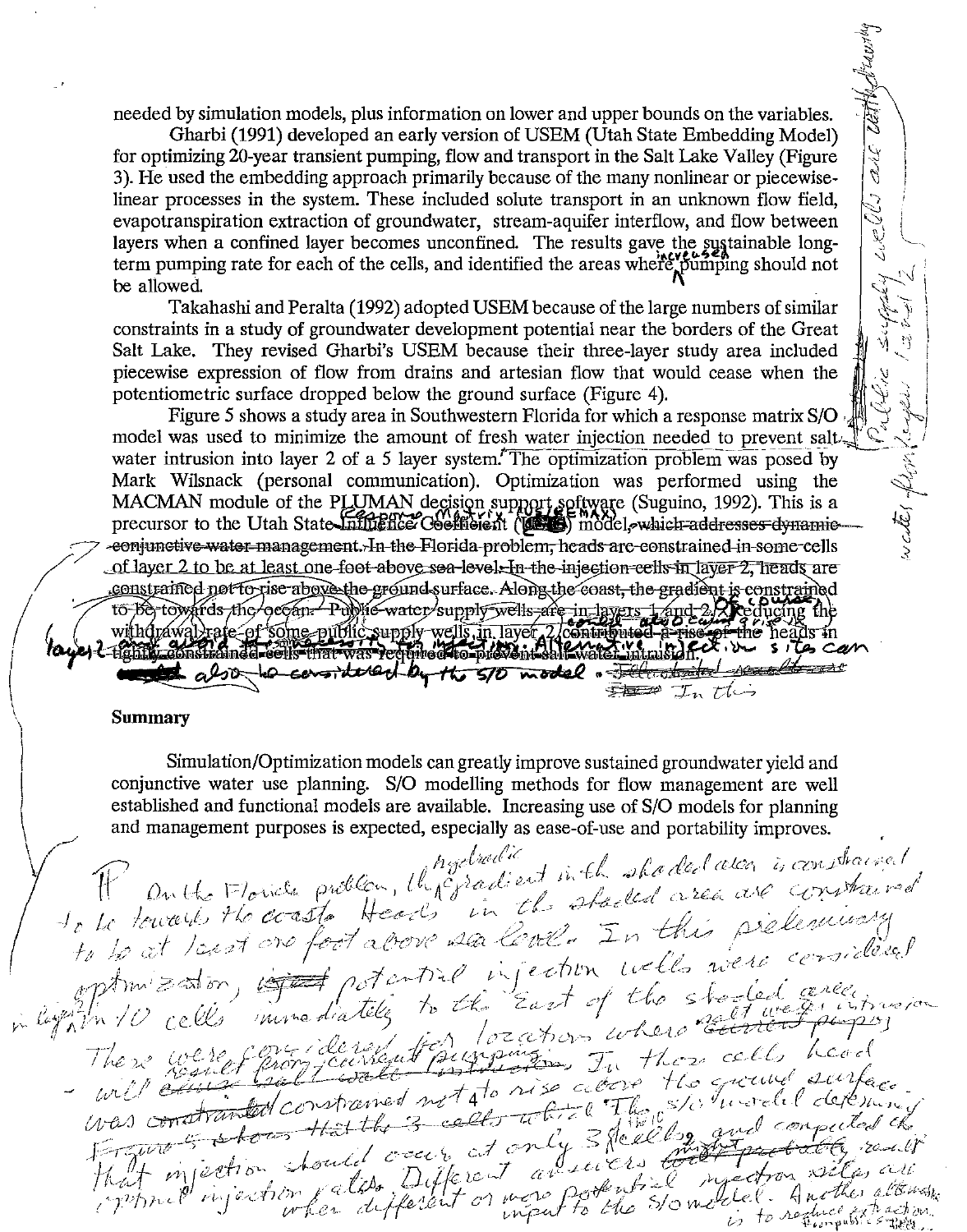needed by simulation models, plus information on lower and upper bounds on the variables.

Gharbi (1991) developed an early version of USEM (Utah State Embedding Model) for optimizing 20-year transient pumping, flow and transport in the Salt Lake Valley (Figure 3). He used the embedding approach primarily because of the many nonlinear or piecewise-linear processes in the system. These included solute transport in an unknown flow field, evapotranspiration extraction of groundwater, stream-aquifer interflow, and flow between layers when a confined layer becomes unconfined. The results gave the sustainable long-term pumping rate for each of the cells, and identified the areas where increased pumping should not be allowed.

Takahashi and Peralta (1992) adopted USEM because of the large numbers of similar constraints in a study of groundwater development potential near the borders of the Great Salt Lake. They revised Gharbi's USEM because their three-layer study area included piecewise expression of flow from drains and artesian flow that would cease when the potentiometric surface dropped below the ground surface (Figure 4).

Figure 5 shows a study area in Southwestern Florida for which a response matrix S/O model was used to minimize the amount of fresh water injection needed to prevent salt water intrusion into layer 2 of a 5 layer system. The optimization problem was posed by Mark Wilsnack (personal communication). Optimization was performed using the MACMAN module of the PLUMAN decision support software (Suguino, 1992). This is a precursor to the Utah State Response Matrix (REMAX) model. ~~which addresses dynamic conjunctive water management. In the Florida problem, heads are constrained in some cells of layer 2 to be at least one foot above sea level. In the injection cells in layer 2, heads are constrained not to rise above the ground surface. Along the coast, the gradient is constrained to be towards the ocean. Public water supply wells are in layers 1 and 2. Reducing the withdrawal rate of some public supply wells in layer 2 contributed a rise of the heads in tightly constrained cells that was required to prevent salt water intrusion.~~ Of course, reducing the withdrawal rate of some public supply wells in layer 2 could also cause a rise in layer 2 and avoid the need for injection. Alternative injection sites can also be considered by the S/O model. In this

Public water supply wells are both in layer 1 and layer 2

## Summary

Simulation/Optimization models can greatly improve sustained groundwater yield and conjunctive water use planning. S/O modelling methods for flow management are well established and functional models are available. Increasing use of S/O models for planning and management purposes is expected, especially as ease-of-use and portability improves.

¶ On the Florida problem, the hydraulic gradient in the shaded area is constrained to be towards the coast. Heads in the shaded area are constrained to be at least one foot above sea level. In this preliminary optimization, potential injection wells were considered in layer 2 in 10 cells immediately to the East of the shaded area. These were considered for locations where salt water intrusion will result from current pumping. In these cells head was constrained not to rise above the ground surface. The S/O model determined that injection should occur at only 3 (Figure 4) cells, and computed the optimal injection rates. Different answers might result when different or more potential injection sites are input to the S/O model. Another alternative is to reduce extraction from public supply wells.